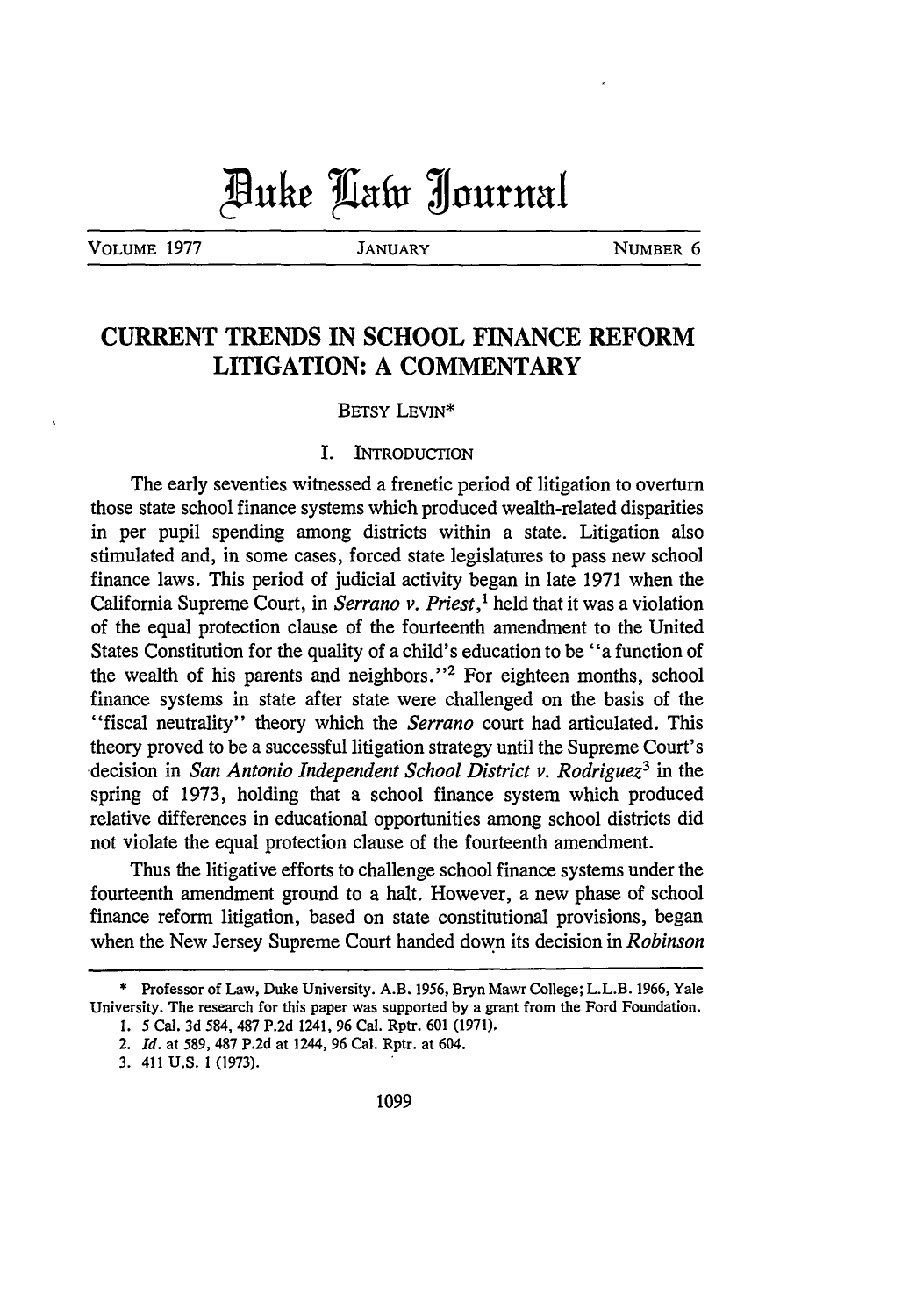# Duke Law Journal

VOLUME 1977 JANUARY NUMBER 6

## CURRENT TRENDS IN SCHOOL FINANCE REFORM LITIGATION: A COMMENTARY

BETSY LEVIN*

### I. INTRODUCTION

The early seventies witnessed a frenetic period of litigation to overturn those state school finance systems which produced wealth-related disparities in per pupil spending among districts within a state. Litigation also stimulated and, in some cases, forced state legislatures to pass new school finance laws. This period of judicial activity began in late 1971 when the California Supreme Court, in *Serrano v. Priest*,[1] held that it was a violation of the equal protection clause of the fourteenth amendment to the United States Constitution for the quality of a child's education to be "a function of the wealth of his parents and neighbors."[2] For eighteen months, school finance systems in state after state were challenged on the basis of the "fiscal neutrality" theory which the *Serrano* court had articulated. This theory proved to be a successful litigation strategy until the Supreme Court's decision in *San Antonio Independent School District v. Rodriguez*[3] in the spring of 1973, holding that a school finance system which produced relative differences in educational opportunities among school districts did not violate the equal protection clause of the fourteenth amendment.

Thus the litigative efforts to challenge school finance systems under the fourteenth amendment ground to a halt. However, a new phase of school finance reform litigation, based on state constitutional provisions, began when the New Jersey Supreme Court handed down its decision in *Robinson*

---

\* Professor of Law, Duke University. A.B. 1956, Bryn Mawr College; L.L.B. 1966, Yale University. The research for this paper was supported by a grant from the Ford Foundation.

1. 5 Cal. 3d 584, 487 P.2d 1241, 96 Cal. Rptr. 601 (1971).
2. *Id.* at 589, 487 P.2d at 1244, 96 Cal. Rptr. at 604.
3. 411 U.S. 1 (1973).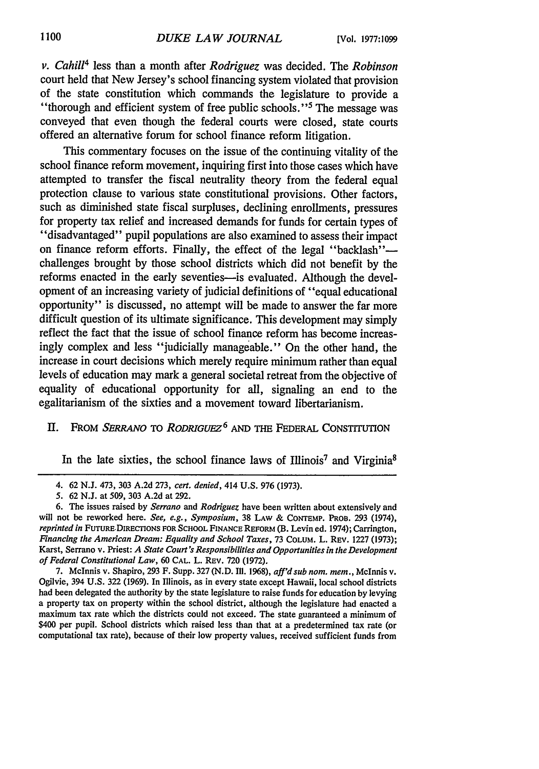*v. Cahill*[4] less than a month after *Rodriguez* was decided. The *Robinson* court held that New Jersey's school financing system violated that provision of the state constitution which commands the legislature to provide a "thorough and efficient system of free public schools."[5] The message was conveyed that even though the federal courts were closed, state courts offered an alternative forum for school finance reform litigation.

This commentary focuses on the issue of the continuing vitality of the school finance reform movement, inquiring first into those cases which have attempted to transfer the fiscal neutrality theory from the federal equal protection clause to various state constitutional provisions. Other factors, such as diminished state fiscal surpluses, declining enrollments, pressures for property tax relief and increased demands for funds for certain types of "disadvantaged" pupil populations are also examined to assess their impact on finance reform efforts. Finally, the effect of the legal "backlash"—challenges brought by those school districts which did not benefit by the reforms enacted in the early seventies—is evaluated. Although the development of an increasing variety of judicial definitions of "equal educational opportunity" is discussed, no attempt will be made to answer the far more difficult question of its ultimate significance. This development may simply reflect the fact that the issue of school finance reform has become increasingly complex and less "judicially manageable." On the other hand, the increase in court decisions which merely require minimum rather than equal levels of education may mark a general societal retreat from the objective of equality of educational opportunity for all, signaling an end to the egalitarianism of the sixties and a movement toward libertarianism.

## II. FROM *SERRANO* TO *RODRIGUEZ*[6] AND THE FEDERAL CONSTITUTION

In the late sixties, the school finance laws of Illinois[7] and Virginia[8]

---

4. 62 N.J. 473, 303 A.2d 273, *cert. denied*, 414 U.S. 976 (1973).

5. 62 N.J. at 509, 303 A.2d at 292.

6. The issues raised by *Serrano* and *Rodriguez* have been written about extensively and will not be reworked here. *See, e.g., Symposium*, 38 LAW & CONTEMP. PROB. 293 (1974), *reprinted in* FUTURE DIRECTIONS FOR SCHOOL FINANCE REFORM (B. Levin ed. 1974); Carrington, *Financing the American Dream: Equality and School Taxes*, 73 COLUM. L. REV. 1227 (1973); Karst, Serrano v. Priest: *A State Court's Responsibilities and Opportunities in the Development of Federal Constitutional Law*, 60 CAL. L. REV. 720 (1972).

7. McInnis v. Shapiro, 293 F. Supp. 327 (N.D. Ill. 1968), *aff'd sub nom. mem.*, McInnis v. Ogilvie, 394 U.S. 322 (1969). In Illinois, as in every state except Hawaii, local school districts had been delegated the authority by the state legislature to raise funds for education by levying a property tax on property within the school district, although the legislature had enacted a maximum tax rate which the districts could not exceed. The state guaranteed a minimum of $400 per pupil. School districts which raised less than that at a predetermined tax rate (or computational tax rate), because of their low property values, received sufficient funds from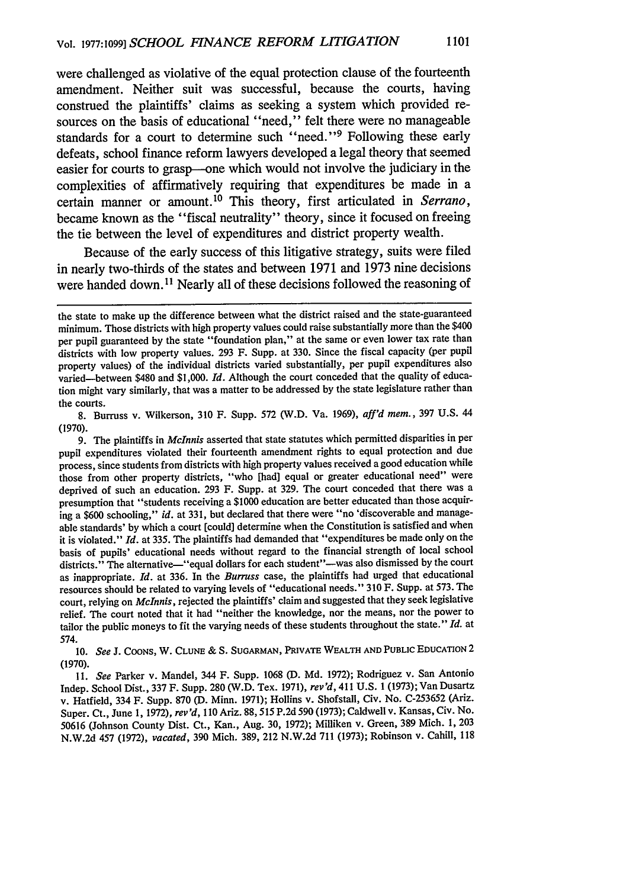were challenged as violative of the equal protection clause of the fourteenth amendment. Neither suit was successful, because the courts, having construed the plaintiffs' claims as seeking a system which provided resources on the basis of educational "need," felt there were no manageable standards for a court to determine such "need."[9] Following these early defeats, school finance reform lawyers developed a legal theory that seemed easier for courts to grasp—one which would not involve the judiciary in the complexities of affirmatively requiring that expenditures be made in a certain manner or amount.[10] This theory, first articulated in *Serrano*, became known as the "fiscal neutrality" theory, since it focused on freeing the tie between the level of expenditures and district property wealth.

Because of the early success of this litigative strategy, suits were filed in nearly two-thirds of the states and between 1971 and 1973 nine decisions were handed down.[11] Nearly all of these decisions followed the reasoning of

---

the state to make up the difference between what the district raised and the state-guaranteed minimum. Those districts with high property values could raise substantially more than the $400 per pupil guaranteed by the state "foundation plan," at the same or even lower tax rate than districts with low property values. 293 F. Supp. at 330. Since the fiscal capacity (per pupil property values) of the individual districts varied substantially, per pupil expenditures also varied—between $480 and $1,000. *Id.* Although the court conceded that the quality of education might vary similarly, that was a matter to be addressed by the state legislature rather than the courts.

8. Burruss v. Wilkerson, 310 F. Supp. 572 (W.D. Va. 1969), *aff'd mem.*, 397 U.S. 44 (1970).

9. The plaintiffs in *McInnis* asserted that state statutes which permitted disparities in per pupil expenditures violated their fourteenth amendment rights to equal protection and due process, since students from districts with high property values received a good education while those from other property districts, "who [had] equal or greater educational need" were deprived of such an education. 293 F. Supp. at 329. The court conceded that there was a presumption that "students receiving a $1000 education are better educated than those acquiring a $600 schooling," *id.* at 331, but declared that there were "no 'discoverable and manageable standards' by which a court [could] determine when the Constitution is satisfied and when it is violated." *Id.* at 335. The plaintiffs had demanded that "expenditures be made only on the basis of pupils' educational needs without regard to the financial strength of local school districts." The alternative—"equal dollars for each student"—was also dismissed by the court as inappropriate. *Id.* at 336. In the *Burruss* case, the plaintiffs had urged that educational resources should be related to varying levels of "educational needs." 310 F. Supp. at 573. The court, relying on *McInnis*, rejected the plaintiffs' claim and suggested that they seek legislative relief. The court noted that it had "neither the knowledge, nor the means, nor the power to tailor the public moneys to fit the varying needs of these students throughout the state." *Id.* at 574.

10. *See* J. COONS, W. CLUNE & S. SUGARMAN, PRIVATE WEALTH AND PUBLIC EDUCATION 2 (1970).

11. *See* Parker v. Mandel, 344 F. Supp. 1068 (D. Md. 1972); Rodriguez v. San Antonio Indep. School Dist., 337 F. Supp. 280 (W.D. Tex. 1971), *rev'd*, 411 U.S. 1 (1973); Van Dusartz v. Hatfield, 334 F. Supp. 870 (D. Minn. 1971); Hollins v. Shofstall, Civ. No. C-253652 (Ariz. Super. Ct., June 1, 1972), *rev'd*, 110 Ariz. 88, 515 P.2d 590 (1973); Caldwell v. Kansas, Civ. No. 50616 (Johnson County Dist. Ct., Kan., Aug. 30, 1972); Milliken v. Green, 389 Mich. 1, 203 N.W.2d 457 (1972), *vacated*, 390 Mich. 389, 212 N.W.2d 711 (1973); Robinson v. Cahill, 118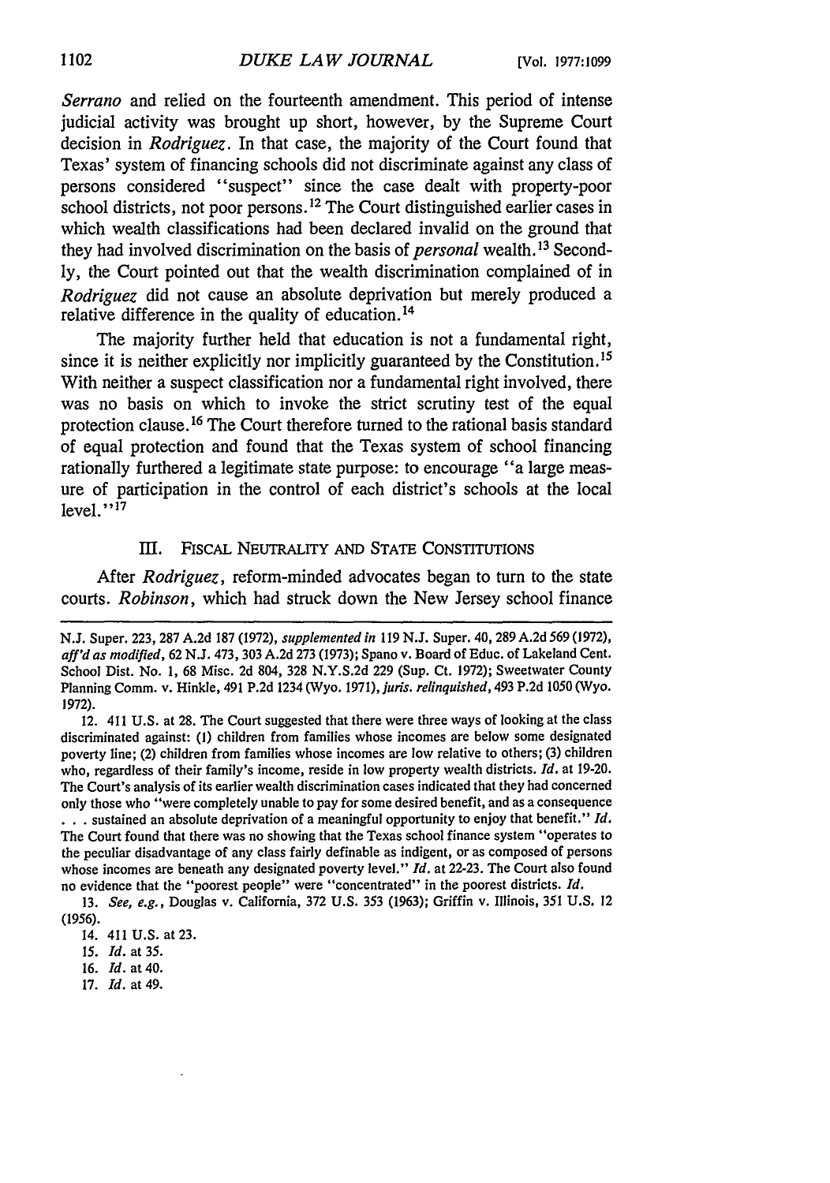*Serrano* and relied on the fourteenth amendment. This period of intense judicial activity was brought up short, however, by the Supreme Court decision in *Rodriguez*. In that case, the majority of the Court found that Texas' system of financing schools did not discriminate against any class of persons considered "suspect" since the case dealt with property-poor school districts, not poor persons.[12] The Court distinguished earlier cases in which wealth classifications had been declared invalid on the ground that they had involved discrimination on the basis of *personal* wealth.[13] Secondly, the Court pointed out that the wealth discrimination complained of in *Rodriguez* did not cause an absolute deprivation but merely produced a relative difference in the quality of education.[14]

The majority further held that education is not a fundamental right, since it is neither explicitly nor implicitly guaranteed by the Constitution.[15] With neither a suspect classification nor a fundamental right involved, there was no basis on which to invoke the strict scrutiny test of the equal protection clause.[16] The Court therefore turned to the rational basis standard of equal protection and found that the Texas system of school financing rationally furthered a legitimate state purpose: to encourage "a large measure of participation in the control of each district's schools at the local level."[17]

## III. Fiscal Neutrality and State Constitutions

After *Rodriguez*, reform-minded advocates began to turn to the state courts. *Robinson*, which had struck down the New Jersey school finance

---

N.J. Super. 223, 287 A.2d 187 (1972), *supplemented in* 119 N.J. Super. 40, 289 A.2d 569 (1972), *aff'd as modified*, 62 N.J. 473, 303 A.2d 273 (1973); Spano v. Board of Educ. of Lakeland Cent. School Dist. No. 1, 68 Misc. 2d 804, 328 N.Y.S.2d 229 (Sup. Ct. 1972); Sweetwater County Planning Comm. v. Hinkle, 491 P.2d 1234 (Wyo. 1971), *juris. relinquished*, 493 P.2d 1050 (Wyo. 1972).

12. 411 U.S. at 28. The Court suggested that there were three ways of looking at the class discriminated against: (1) children from families whose incomes are below some designated poverty line; (2) children from families whose incomes are low relative to others; (3) children who, regardless of their family's income, reside in low property wealth districts. *Id.* at 19-20. The Court's analysis of its earlier wealth discrimination cases indicated that they had concerned only those who "were completely unable to pay for some desired benefit, and as a consequence . . . sustained an absolute deprivation of a meaningful opportunity to enjoy that benefit." *Id.* The Court found that there was no showing that the Texas school finance system "operates to the peculiar disadvantage of any class fairly definable as indigent, or as composed of persons whose incomes are beneath any designated poverty level." *Id.* at 22-23. The Court also found no evidence that the "poorest people" were "concentrated" in the poorest districts. *Id.*

13. *See, e.g.*, Douglas v. California, 372 U.S. 353 (1963); Griffin v. Illinois, 351 U.S. 12 (1956).

14. 411 U.S. at 23.

15. *Id.* at 35.

16. *Id.* at 40.

17. *Id.* at 49.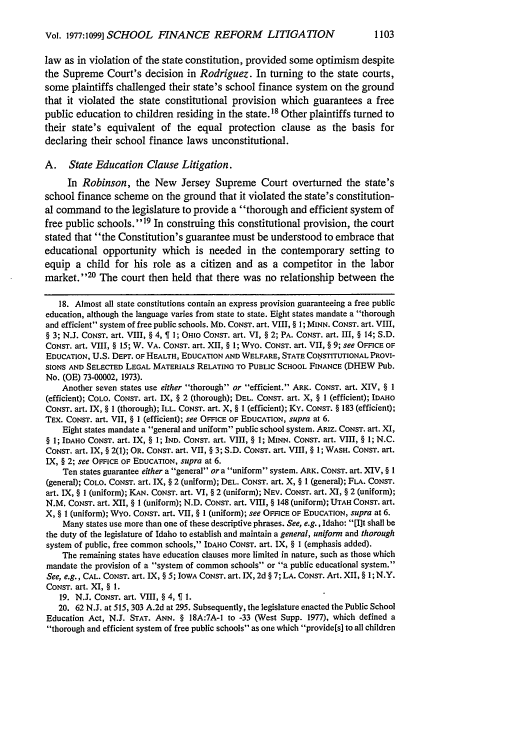law as in violation of the state constitution, provided some optimism despite the Supreme Court's decision in *Rodriguez*. In turning to the state courts, some plaintiffs challenged their state's school finance system on the ground that it violated the state constitutional provision which guarantees a free public education to children residing in the state.[18] Other plaintiffs turned to their state's equivalent of the equal protection clause as the basis for declaring their school finance laws unconstitutional.

### A. *State Education Clause Litigation.*

In *Robinson*, the New Jersey Supreme Court overturned the state's school finance scheme on the ground that it violated the state's constitutional command to the legislature to provide a "thorough and efficient system of free public schools."[19] In construing this constitutional provision, the court stated that "the Constitution's guarantee must be understood to embrace that educational opportunity which is needed in the contemporary setting to equip a child for his role as a citizen and as a competitor in the labor market."[20] The court then held that there was no relationship between the

---

18. Almost all state constitutions contain an express provision guaranteeing a free public education, although the language varies from state to state. Eight states mandate a "thorough and efficient" system of free public schools. MD. CONST. art. VIII, § 1; MINN. CONST. art. VIII, § 3; N.J. CONST. art. VIII, § 4, ¶ 1; OHIO CONST. art. VI, § 2; PA. CONST. art. III, § 14; S.D. CONST. art. VIII, § 15; W. VA. CONST. art. XII, § 1; WYO. CONST. art. VII, § 9; *see* OFFICE OF EDUCATION, U.S. DEPT. OF HEALTH, EDUCATION AND WELFARE, STATE CONSTITUTIONAL PROVISIONS AND SELECTED LEGAL MATERIALS RELATING TO PUBLIC SCHOOL FINANCE (DHEW Pub. No. (OE) 73-00002, 1973).

Another seven states use *either* "thorough" *or* "efficient." ARK. CONST. art. XIV, § 1 (efficient); COLO. CONST. art. IX, § 2 (thorough); DEL. CONST. art. X, § 1 (efficient); IDAHO CONST. art. IX, § 1 (thorough); ILL. CONST. art. X, § 1 (efficient); KY. CONST. § 183 (efficient); TEX. CONST. art. VII, § 1 (efficient); *see* OFFICE OF EDUCATION, *supra* at 6.

Eight states mandate a "general and uniform" public school system. ARIZ. CONST. art. XI, § 1; IDAHO CONST. art. IX, § 1; IND. CONST. art. VIII, § 1; MINN. CONST. art. VIII, § 1; N.C. CONST. art. IX, § 2(1); OR. CONST. art. VII, § 3; S.D. CONST. art. VIII, § 1; WASH. CONST. art. IX, § 2; *see* OFFICE OF EDUCATION, *supra* at 6.

Ten states guarantee *either* a "general" *or* a "uniform" system. ARK. CONST. art. XIV, § 1 (general); COLO. CONST. art. IX, § 2 (uniform); DEL. CONST. art. X, § 1 (general); FLA. CONST. art. IX, § 1 (uniform); KAN. CONST. art. VI, § 2 (uniform); NEV. CONST. art. XI, § 2 (uniform); N.M. CONST. art. XII, § 1 (uniform); N.D. CONST. art. VIII, § 148 (uniform); UTAH CONST. art. X, § 1 (uniform); WYO. CONST. art. VII, § 1 (uniform); *see* OFFICE OF EDUCATION, *supra* at 6.

Many states use more than one of these descriptive phrases. *See, e.g.*, Idaho: "[I]t shall be the duty of the legislature of Idaho to establish and maintain a *general, uniform* and *thorough* system of public, free common schools," IDAHO CONST. art. IX, § 1 (emphasis added).

The remaining states have education clauses more limited in nature, such as those which mandate the provision of a "system of common schools" or "a public educational system." *See, e.g.*, CAL. CONST. art. IX, § 5; IOWA CONST. art. IX, 2d § 7; LA. CONST. Art. XII, § 1; N.Y. CONST. art. XI, § 1.

19. N.J. CONST. art. VIII, § 4, ¶ 1.

20. 62 N.J. at 515, 303 A.2d at 295. Subsequently, the legislature enacted the Public School Education Act, N.J. STAT. ANN. § 18A:7A-1 to -33 (West Supp. 1977), which defined a "thorough and efficient system of free public schools" as one which "provide[s] to all children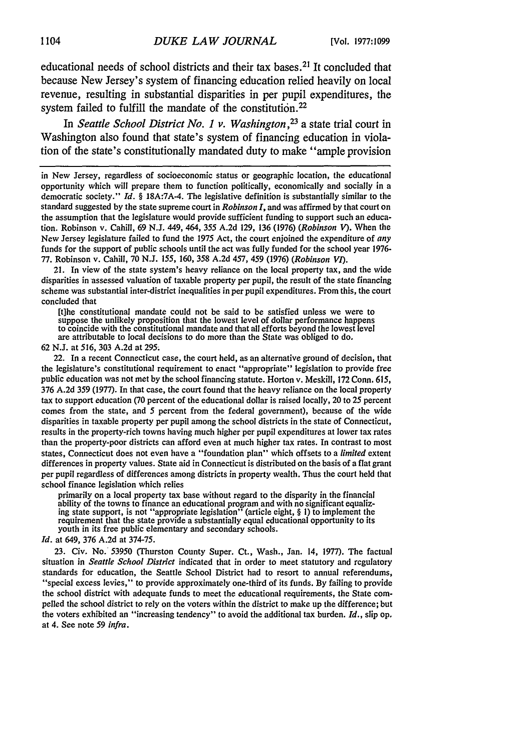educational needs of school districts and their tax bases.[21] It concluded that because New Jersey's system of financing education relied heavily on local revenue, resulting in substantial disparities in per pupil expenditures, the system failed to fulfill the mandate of the constitution.[22]

In *Seattle School District No. 1 v. Washington*,[23] a state trial court in Washington also found that state's system of financing education in violation of the state's constitutionally mandated duty to make "ample provision

---

in New Jersey, regardless of socioeconomic status or geographic location, the educational opportunity which will prepare them to function politically, economically and socially in a democratic society." *Id.* § 18A:7A-4. The legislative definition is substantially similar to the standard suggested by the state supreme court in *Robinson I*, and was affirmed by that court on the assumption that the legislature would provide sufficient funding to support such an education. Robinson v. Cahill, 69 N.J. 449, 464, 355 A.2d 129, 136 (1976) (*Robinson V*). When the New Jersey legislature failed to fund the 1975 Act, the court enjoined the expenditure of *any* funds for the support of public schools until the act was fully funded for the school year 1976-77. Robinson v. Cahill, 70 N.J. 155, 160, 358 A.2d 457, 459 (1976) (*Robinson VI*).

21. In view of the state system's heavy reliance on the local property tax, and the wide disparities in assessed valuation of taxable property per pupil, the result of the state financing scheme was substantial inter-district inequalities in per pupil expenditures. From this, the court concluded that

> [t]he constitutional mandate could not be said to be satisfied unless we were to suppose the unlikely proposition that the lowest level of dollar performance happens to coincide with the constitutional mandate and that all efforts beyond the lowest level are attributable to local decisions to do more than the State was obliged to do.

62 N.J. at 516, 303 A.2d at 295.

22. In a recent Connecticut case, the court held, as an alternative ground of decision, that the legislature's constitutional requirement to enact "appropriate" legislation to provide free public education was not met by the school financing statute. Horton v. Meskill, 172 Conn. 615, 376 A.2d 359 (1977). In that case, the court found that the heavy reliance on the local property tax to support education (70 percent of the educational dollar is raised locally, 20 to 25 percent comes from the state, and 5 percent from the federal government), because of the wide disparities in taxable property per pupil among the school districts in the state of Connecticut, results in the property-rich towns having much higher per pupil expenditures at lower tax rates than the property-poor districts can afford even at much higher tax rates. In contrast to most states, Connecticut does not even have a "foundation plan" which offsets to a *limited* extent differences in property values. State aid in Connecticut is distributed on the basis of a flat grant per pupil regardless of differences among districts in property wealth. Thus the court held that school finance legislation which relies

> primarily on a local property tax base without regard to the disparity in the financial ability of the towns to finance an educational program and with no significant equalizing state support, is not "appropriate legislation" (article eight, § 1) to implement the requirement that the state provide a substantially equal educational opportunity to its youth in its free public elementary and secondary schools.

*Id.* at 649, 376 A.2d at 374-75.

23. Civ. No. 53950 (Thurston County Super. Ct., Wash., Jan. 14, 1977). The factual situation in *Seattle School District* indicated that in order to meet statutory and regulatory standards for education, the Seattle School District had to resort to annual referendums, "special excess levies," to provide approximately one-third of its funds. By failing to provide the school district with adequate funds to meet the educational requirements, the State compelled the school district to rely on the voters within the district to make up the difference; but the voters exhibited an "increasing tendency" to avoid the additional tax burden. *Id.*, slip op. at 4. See note 59 *infra*.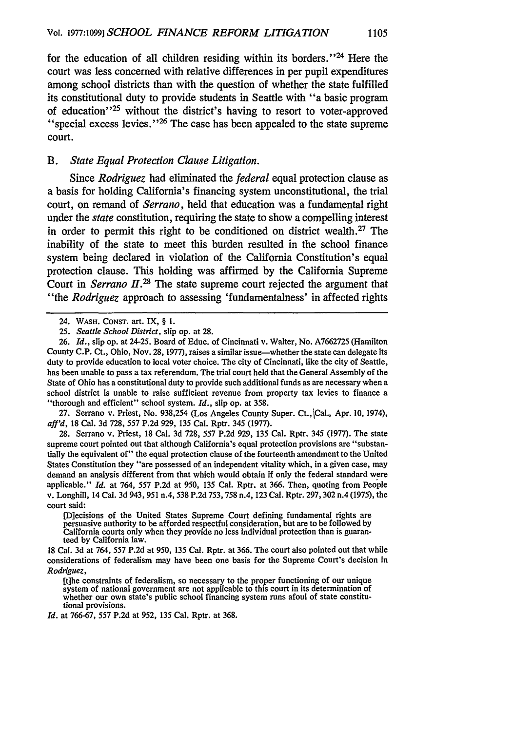for the education of all children residing within its borders."[24] Here the court was less concerned with relative differences in per pupil expenditures among school districts than with the question of whether the state fulfilled its constitutional duty to provide students in Seattle with "a basic program of education"[25] without the district's having to resort to voter-approved "special excess levies."[26] The case has been appealed to the state supreme court.

### B. *State Equal Protection Clause Litigation.*

Since *Rodriguez* had eliminated the *federal* equal protection clause as a basis for holding California's financing system unconstitutional, the trial court, on remand of *Serrano*, held that education was a fundamental right under the *state* constitution, requiring the state to show a compelling interest in order to permit this right to be conditioned on district wealth.[27] The inability of the state to meet this burden resulted in the school finance system being declared in violation of the California Constitution's equal protection clause. This holding was affirmed by the California Supreme Court in *Serrano II*.[28] The state supreme court rejected the argument that "the *Rodriguez* approach to assessing 'fundamentalness' in affected rights

---

24. WASH. CONST. art. IX, § 1.

25. *Seattle School District*, slip op. at 28.

26. *Id.*, slip op. at 24-25. Board of Educ. of Cincinnati v. Walter, No. A7662725 (Hamilton County C.P. Ct., Ohio, Nov. 28, 1977), raises a similar issue—whether the state can delegate its duty to provide education to local voter choice. The city of Cincinnati, like the city of Seattle, has been unable to pass a tax referendum. The trial court held that the General Assembly of the State of Ohio has a constitutional duty to provide such additional funds as are necessary when a school district is unable to raise sufficient revenue from property tax levies to finance a "thorough and efficient" school system. *Id.*, slip op. at 358.

27. Serrano v. Priest, No. 938,254 (Los Angeles County Super. Ct., Cal., Apr. 10, 1974), *aff'd*, 18 Cal. 3d 728, 557 P.2d 929, 135 Cal. Rptr. 345 (1977).

28. Serrano v. Priest, 18 Cal. 3d 728, 557 P.2d 929, 135 Cal. Rptr. 345 (1977). The state supreme court pointed out that although California's equal protection provisions are "substantially the equivalent of" the equal protection clause of the fourteenth amendment to the United States Constitution they "are possessed of an independent vitality which, in a given case, may demand an analysis different from that which would obtain if only the federal standard were applicable." *Id.* at 764, 557 P.2d at 950, 135 Cal. Rptr. at 366. Then, quoting from People v. Longhill, 14 Cal. 3d 943, 951 n.4, 538 P.2d 753, 758 n.4, 123 Cal. Rptr. 297, 302 n.4 (1975), the court said:

> [D]ecisions of the United States Supreme Court defining fundamental rights are persuasive authority to be afforded respectful consideration, but are to be followed by California courts only when they provide no less individual protection than is guaranteed by California law.

18 Cal. 3d at 764, 557 P.2d at 950, 135 Cal. Rptr. at 366. The court also pointed out that while considerations of federalism may have been one basis for the Supreme Court's decision in *Rodriguez*,

> [t]he constraints of federalism, so necessary to the proper functioning of our unique system of national government are not applicable to this court in its determination of whether our own state's public school financing system runs afoul of state constitutional provisions.

*Id.* at 766-67, 557 P.2d at 952, 135 Cal. Rptr. at 368.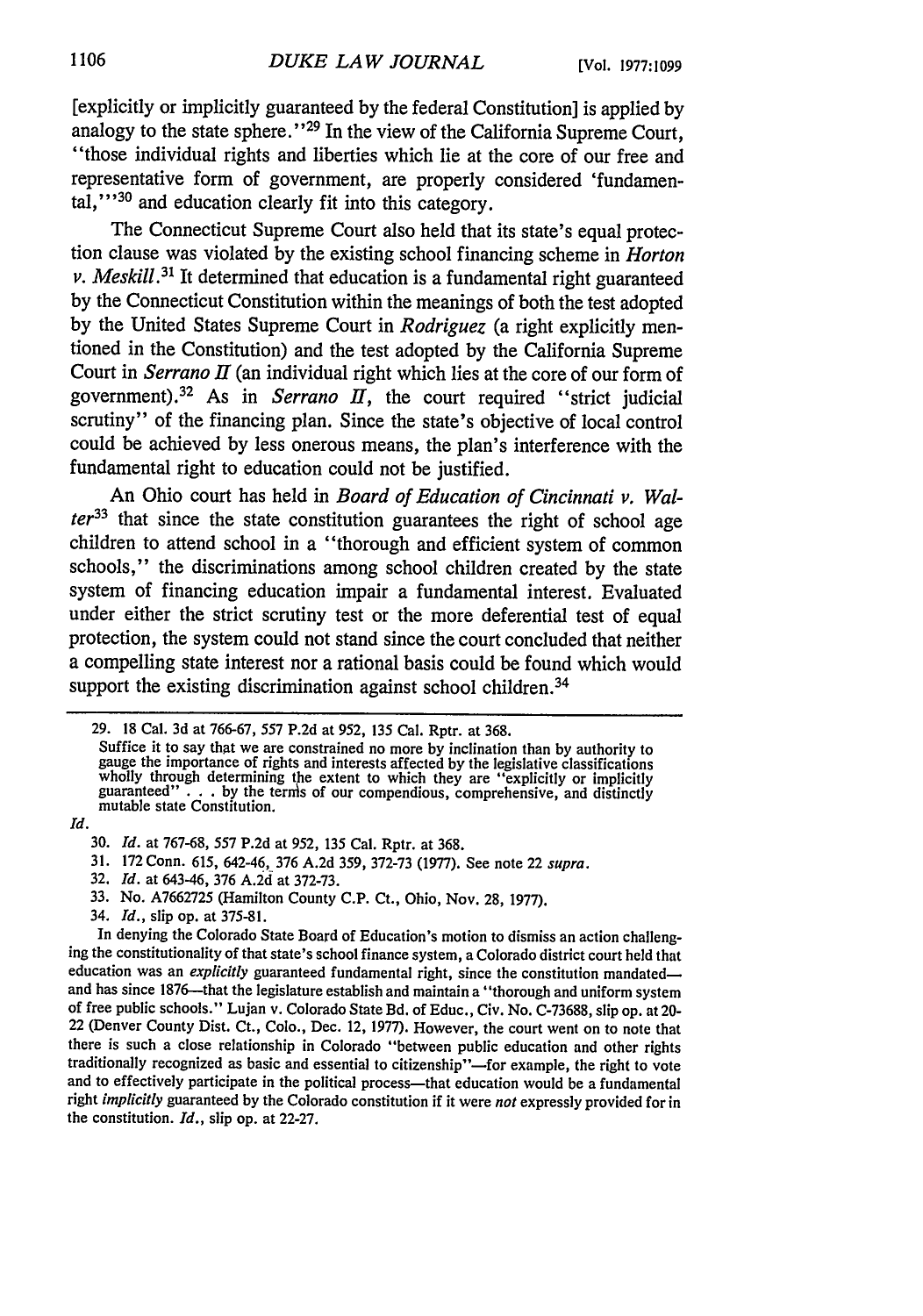[explicitly or implicitly guaranteed by the federal Constitution] is applied by analogy to the state sphere."[29] In the view of the California Supreme Court, "those individual rights and liberties which lie at the core of our free and representative form of government, are properly considered 'fundamental,'"[30] and education clearly fit into this category.

The Connecticut Supreme Court also held that its state's equal protection clause was violated by the existing school financing scheme in *Horton v. Meskill*.[31] It determined that education is a fundamental right guaranteed by the Connecticut Constitution within the meanings of both the test adopted by the United States Supreme Court in *Rodriguez* (a right explicitly mentioned in the Constitution) and the test adopted by the California Supreme Court in *Serrano II* (an individual right which lies at the core of our form of government).[32] As in *Serrano II*, the court required "strict judicial scrutiny" of the financing plan. Since the state's objective of local control could be achieved by less onerous means, the plan's interference with the fundamental right to education could not be justified.

An Ohio court has held in *Board of Education of Cincinnati v. Walter*[33] that since the state constitution guarantees the right of school age children to attend school in a "thorough and efficient system of common schools," the discriminations among school children created by the state system of financing education impair a fundamental interest. Evaluated under either the strict scrutiny test or the more deferential test of equal protection, the system could not stand since the court concluded that neither a compelling state interest nor a rational basis could be found which would support the existing discrimination against school children.[34]

---

29. 18 Cal. 3d at 766-67, 557 P.2d at 952, 135 Cal. Rptr. at 368.

Suffice it to say that we are constrained no more by inclination than by authority to gauge the importance of rights and interests affected by the legislative classifications wholly through determining the extent to which they are "explicitly or implicitly guaranteed" . . . by the terms of our compendious, comprehensive, and distinctly mutable state Constitution.

*Id.*

30. *Id.* at 767-68, 557 P.2d at 952, 135 Cal. Rptr. at 368.

31. 172 Conn. 615, 642-46, 376 A.2d 359, 372-73 (1977). See note 22 *supra*.

32. *Id.* at 643-46, 376 A.2d at 372-73.

33. No. A7662725 (Hamilton County C.P. Ct., Ohio, Nov. 28, 1977).

34. *Id.*, slip op. at 375-81.

In denying the Colorado State Board of Education's motion to dismiss an action challenging the constitutionality of that state's school finance system, a Colorado district court held that education was an *explicitly* guaranteed fundamental right, since the constitution mandated—and has since 1876—that the legislature establish and maintain a "thorough and uniform system of free public schools." Lujan v. Colorado State Bd. of Educ., Civ. No. C-73688, slip op. at 20-22 (Denver County Dist. Ct., Colo., Dec. 12, 1977). However, the court went on to note that there is such a close relationship in Colorado "between public education and other rights traditionally recognized as basic and essential to citizenship"—for example, the right to vote and to effectively participate in the political process—that education would be a fundamental right *implicitly* guaranteed by the Colorado constitution if it were *not* expressly provided for in the constitution. *Id.*, slip op. at 22-27.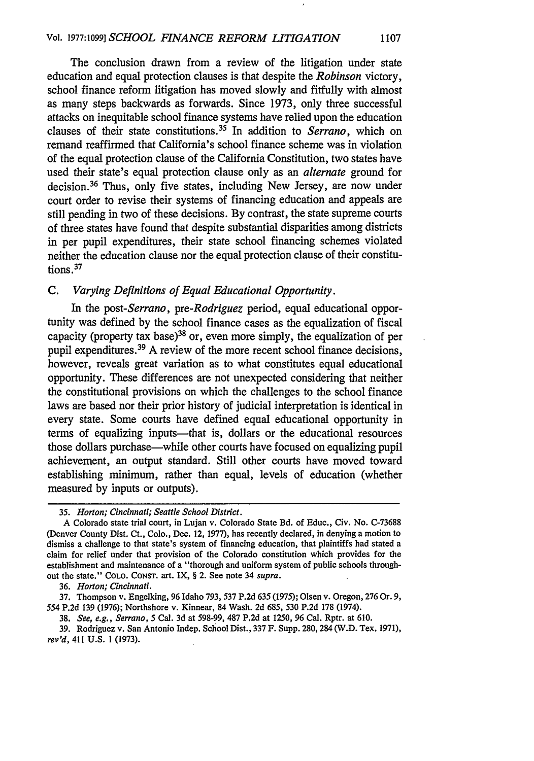The conclusion drawn from a review of the litigation under state education and equal protection clauses is that despite the *Robinson* victory, school finance reform litigation has moved slowly and fitfully with almost as many steps backwards as forwards. Since 1973, only three successful attacks on inequitable school finance systems have relied upon the education clauses of their state constitutions.[35] In addition to *Serrano*, which on remand reaffirmed that California's school finance scheme was in violation of the equal protection clause of the California Constitution, two states have used their state's equal protection clause only as an *alternate* ground for decision.[36] Thus, only five states, including New Jersey, are now under court order to revise their systems of financing education and appeals are still pending in two of these decisions. By contrast, the state supreme courts of three states have found that despite substantial disparities among districts in per pupil expenditures, their state school financing schemes violated neither the education clause nor the equal protection clause of their constitutions.[37]

### C. *Varying Definitions of Equal Educational Opportunity.*

In the post-*Serrano*, pre-*Rodriguez* period, equal educational opportunity was defined by the school finance cases as the equalization of fiscal capacity (property tax base)[38] or, even more simply, the equalization of per pupil expenditures.[39] A review of the more recent school finance decisions, however, reveals great variation as to what constitutes equal educational opportunity. These differences are not unexpected considering that neither the constitutional provisions on which the challenges to the school finance laws are based nor their prior history of judicial interpretation is identical in every state. Some courts have defined equal educational opportunity in terms of equalizing inputs—that is, dollars or the educational resources those dollars purchase—while other courts have focused on equalizing pupil achievement, an output standard. Still other courts have moved toward establishing minimum, rather than equal, levels of education (whether measured by inputs or outputs).

---

35. *Horton; Cincinnati; Seattle School District.*

A Colorado state trial court, in Lujan v. Colorado State Bd. of Educ., Civ. No. C-73688 (Denver County Dist. Ct., Colo., Dec. 12, 1977), has recently declared, in denying a motion to dismiss a challenge to that state's system of financing education, that plaintiffs had stated a claim for relief under that provision of the Colorado constitution which provides for the establishment and maintenance of a "thorough and uniform system of public schools throughout the state." COLO. CONST. art. IX, § 2. See note 34 *supra*.

36. *Horton; Cincinnati.*

37. Thompson v. Engelking, 96 Idaho 793, 537 P.2d 635 (1975); Olsen v. Oregon, 276 Or. 9, 554 P.2d 139 (1976); Northshore v. Kinnear, 84 Wash. 2d 685, 530 P.2d 178 (1974).

38. *See, e.g., Serrano*, 5 Cal. 3d at 598-99, 487 P.2d at 1250, 96 Cal. Rptr. at 610.

39. Rodriguez v. San Antonio Indep. School Dist., 337 F. Supp. 280, 284 (W.D. Tex. 1971), *rev'd*, 411 U.S. 1 (1973).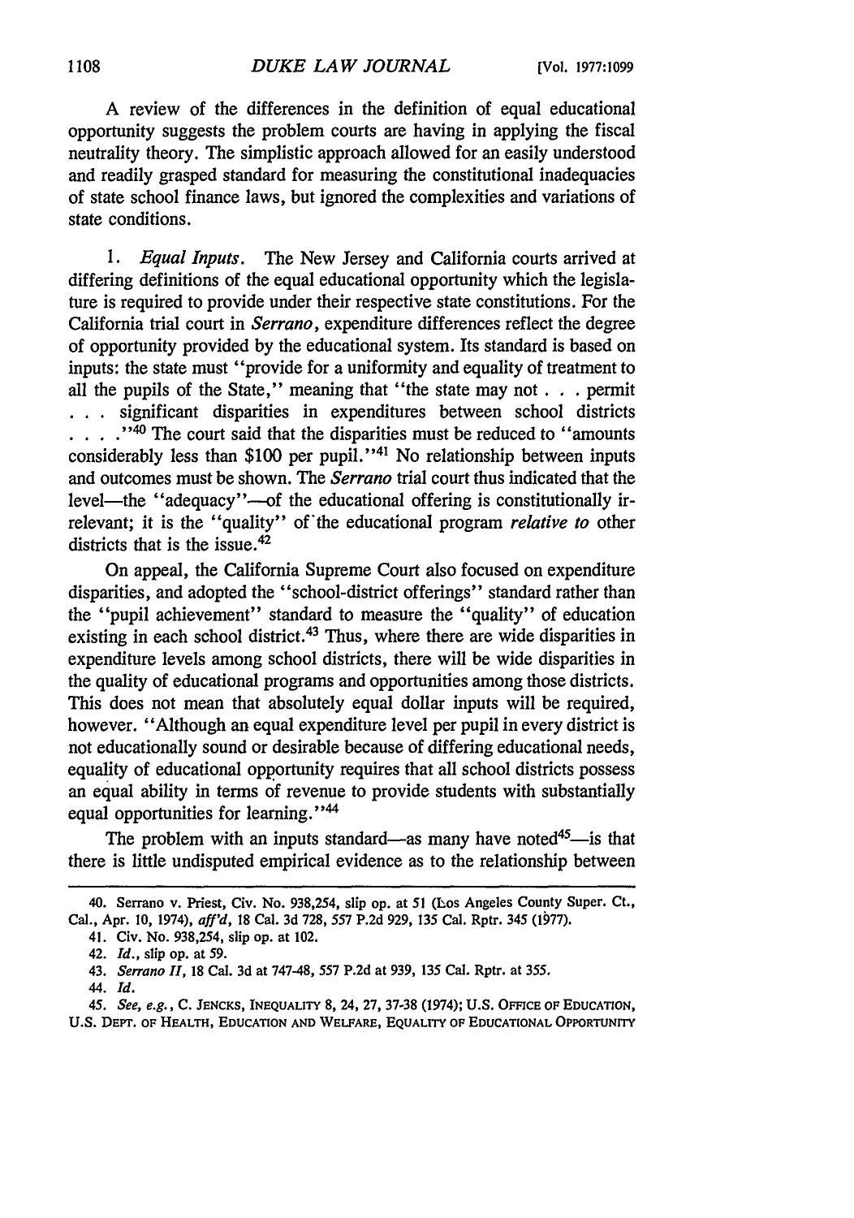A review of the differences in the definition of equal educational opportunity suggests the problem courts are having in applying the fiscal neutrality theory. The simplistic approach allowed for an easily understood and readily grasped standard for measuring the constitutional inadequacies of state school finance laws, but ignored the complexities and variations of state conditions.

1. *Equal Inputs.* The New Jersey and California courts arrived at differing definitions of the equal educational opportunity which the legislature is required to provide under their respective state constitutions. For the California trial court in *Serrano*, expenditure differences reflect the degree of opportunity provided by the educational system. Its standard is based on inputs: the state must "provide for a uniformity and equality of treatment to all the pupils of the State," meaning that "the state may not . . . permit . . . significant disparities in expenditures between school districts . . . ."[40] The court said that the disparities must be reduced to "amounts considerably less than $100 per pupil."[41] No relationship between inputs and outcomes must be shown. The *Serrano* trial court thus indicated that the level—the "adequacy"—of the educational offering is constitutionally irrelevant; it is the "quality" of the educational program *relative to* other districts that is the issue.[42]

On appeal, the California Supreme Court also focused on expenditure disparities, and adopted the "school-district offerings" standard rather than the "pupil achievement" standard to measure the "quality" of education existing in each school district.[43] Thus, where there are wide disparities in expenditure levels among school districts, there will be wide disparities in the quality of educational programs and opportunities among those districts. This does not mean that absolutely equal dollar inputs will be required, however. "Although an equal expenditure level per pupil in every district is not educationally sound or desirable because of differing educational needs, equality of educational opportunity requires that all school districts possess an equal ability in terms of revenue to provide students with substantially equal opportunities for learning."[44]

The problem with an inputs standard—as many have noted[45]—is that there is little undisputed empirical evidence as to the relationship between

---

40. Serrano v. Priest, Civ. No. 938,254, slip op. at 51 (Los Angeles County Super. Ct., Cal., Apr. 10, 1974), *aff'd*, 18 Cal. 3d 728, 557 P.2d 929, 135 Cal. Rptr. 345 (1977).

41. Civ. No. 938,254, slip op. at 102.

42. *Id.*, slip op. at 59.

43. *Serrano II*, 18 Cal. 3d at 747-48, 557 P.2d at 939, 135 Cal. Rptr. at 355.

44. *Id.*

45. *See, e.g.*, C. JENCKS, INEQUALITY 8, 24, 27, 37-38 (1974); U.S. OFFICE OF EDUCATION, U.S. DEPT. OF HEALTH, EDUCATION AND WELFARE, EQUALITY OF EDUCATIONAL OPPORTUNITY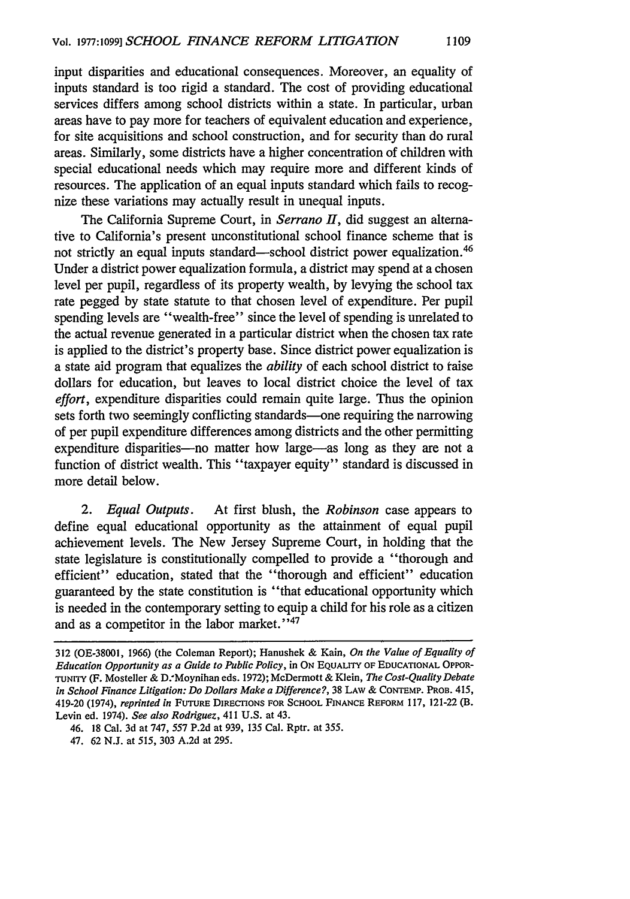input disparities and educational consequences. Moreover, an equality of inputs standard is too rigid a standard. The cost of providing educational services differs among school districts within a state. In particular, urban areas have to pay more for teachers of equivalent education and experience, for site acquisitions and school construction, and for security than do rural areas. Similarly, some districts have a higher concentration of children with special educational needs which may require more and different kinds of resources. The application of an equal inputs standard which fails to recognize these variations may actually result in unequal inputs.

The California Supreme Court, in *Serrano II*, did suggest an alternative to California's present unconstitutional school finance scheme that is not strictly an equal inputs standard—school district power equalization.[46] Under a district power equalization formula, a district may spend at a chosen level per pupil, regardless of its property wealth, by levying the school tax rate pegged by state statute to that chosen level of expenditure. Per pupil spending levels are "wealth-free" since the level of spending is unrelated to the actual revenue generated in a particular district when the chosen tax rate is applied to the district's property base. Since district power equalization is a state aid program that equalizes the *ability* of each school district to raise dollars for education, but leaves to local district choice the level of tax *effort*, expenditure disparities could remain quite large. Thus the opinion sets forth two seemingly conflicting standards—one requiring the narrowing of per pupil expenditure differences among districts and the other permitting expenditure disparities—no matter how large—as long as they are not a function of district wealth. This "taxpayer equity" standard is discussed in more detail below.

2. *Equal Outputs*. At first blush, the *Robinson* case appears to define equal educational opportunity as the attainment of equal pupil achievement levels. The New Jersey Supreme Court, in holding that the state legislature is constitutionally compelled to provide a "thorough and efficient" education, stated that the "thorough and efficient" education guaranteed by the state constitution is "that educational opportunity which is needed in the contemporary setting to equip a child for his role as a citizen and as a competitor in the labor market."[47]

---

312 (OE-38001, 1966) (the Coleman Report); Hanushek & Kain, *On the Value of Equality of Education Opportunity as a Guide to Public Policy*, in ON EQUALITY OF EDUCATIONAL OPPORTUNITY (F. Mosteller & D. Moynihan eds. 1972); McDermott & Klein, *The Cost-Quality Debate in School Finance Litigation: Do Dollars Make a Difference?*, 38 LAW & CONTEMP. PROB. 415, 419-20 (1974), *reprinted in* FUTURE DIRECTIONS FOR SCHOOL FINANCE REFORM 117, 121-22 (B. Levin ed. 1974). *See also Rodriguez*, 411 U.S. at 43.

46. 18 Cal. 3d at 747, 557 P.2d at 939, 135 Cal. Rptr. at 355.

47. 62 N.J. at 515, 303 A.2d at 295.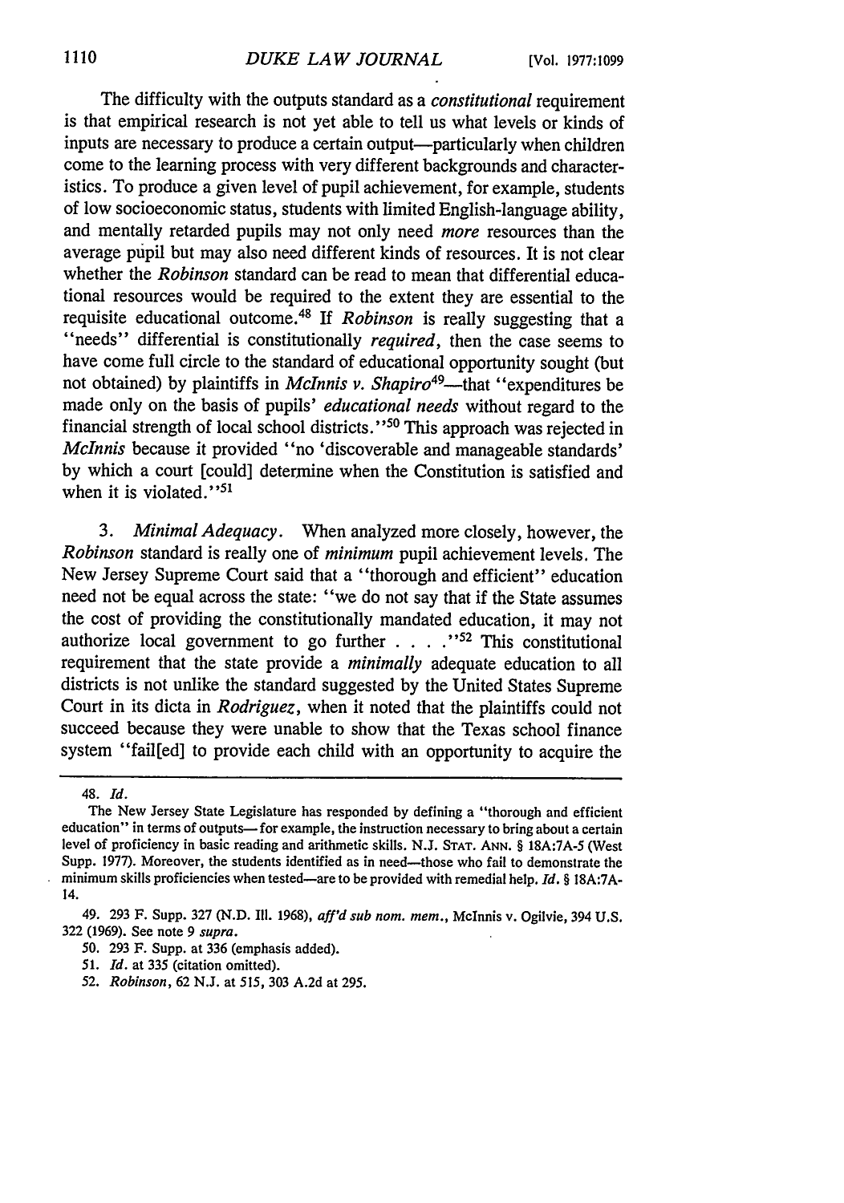The difficulty with the outputs standard as a *constitutional* requirement is that empirical research is not yet able to tell us what levels or kinds of inputs are necessary to produce a certain output—particularly when children come to the learning process with very different backgrounds and characteristics. To produce a given level of pupil achievement, for example, students of low socioeconomic status, students with limited English-language ability, and mentally retarded pupils may not only need *more* resources than the average pupil but may also need different kinds of resources. It is not clear whether the *Robinson* standard can be read to mean that differential educational resources would be required to the extent they are essential to the requisite educational outcome.[48] If *Robinson* is really suggesting that a "needs" differential is constitutionally *required*, then the case seems to have come full circle to the standard of educational opportunity sought (but not obtained) by plaintiffs in *McInnis v. Shapiro*[49]—that "expenditures be made only on the basis of pupils' *educational needs* without regard to the financial strength of local school districts."[50] This approach was rejected in *McInnis* because it provided "no 'discoverable and manageable standards' by which a court [could] determine when the Constitution is satisfied and when it is violated."[51]

3. *Minimal Adequacy.* When analyzed more closely, however, the *Robinson* standard is really one of *minimum* pupil achievement levels. The New Jersey Supreme Court said that a "thorough and efficient" education need not be equal across the state: "we do not say that if the State assumes the cost of providing the constitutionally mandated education, it may not authorize local government to go further . . . ."[52] This constitutional requirement that the state provide a *minimally* adequate education to all districts is not unlike the standard suggested by the United States Supreme Court in its dicta in *Rodriguez*, when it noted that the plaintiffs could not succeed because they were unable to show that the Texas school finance system "fail[ed] to provide each child with an opportunity to acquire the

---

48. *Id.*

The New Jersey State Legislature has responded by defining a "thorough and efficient education" in terms of outputs—for example, the instruction necessary to bring about a certain level of proficiency in basic reading and arithmetic skills. N.J. STAT. ANN. § 18A:7A-5 (West Supp. 1977). Moreover, the students identified as in need—those who fail to demonstrate the minimum skills proficiencies when tested—are to be provided with remedial help. *Id.* § 18A:7A-14.

49. 293 F. Supp. 327 (N.D. Ill. 1968), *aff'd sub nom. mem.*, McInnis v. Ogilvie, 394 U.S. 322 (1969). See note 9 *supra*.

50. 293 F. Supp. at 336 (emphasis added).

51. *Id.* at 335 (citation omitted).

52. *Robinson*, 62 N.J. at 515, 303 A.2d at 295.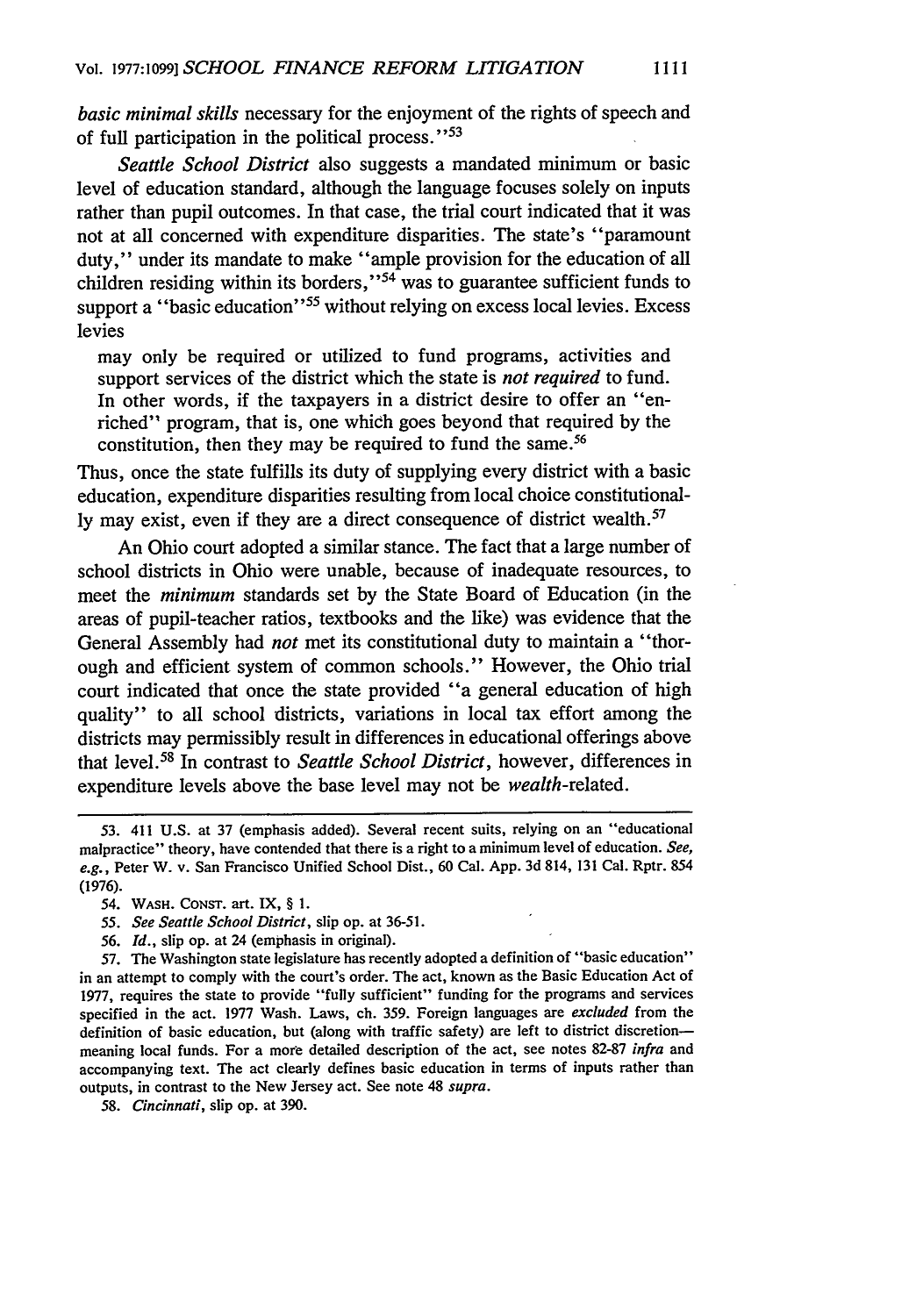*basic minimal skills* necessary for the enjoyment of the rights of speech and of full participation in the political process."[53]

*Seattle School District* also suggests a mandated minimum or basic level of education standard, although the language focuses solely on inputs rather than pupil outcomes. In that case, the trial court indicated that it was not at all concerned with expenditure disparities. The state's "paramount duty," under its mandate to make "ample provision for the education of all children residing within its borders,"[54] was to guarantee sufficient funds to support a "basic education"[55] without relying on excess local levies. Excess levies

> may only be required or utilized to fund programs, activities and support services of the district which the state is *not required* to fund. In other words, if the taxpayers in a district desire to offer an "enriched" program, that is, one which goes beyond that required by the constitution, then they may be required to fund the same.[56]

Thus, once the state fulfills its duty of supplying every district with a basic education, expenditure disparities resulting from local choice constitutionally may exist, even if they are a direct consequence of district wealth.[57]

An Ohio court adopted a similar stance. The fact that a large number of school districts in Ohio were unable, because of inadequate resources, to meet the *minimum* standards set by the State Board of Education (in the areas of pupil-teacher ratios, textbooks and the like) was evidence that the General Assembly had *not* met its constitutional duty to maintain a "thorough and efficient system of common schools." However, the Ohio trial court indicated that once the state provided "a general education of high quality" to all school districts, variations in local tax effort among the districts may permissibly result in differences in educational offerings above that level.[58] In contrast to *Seattle School District*, however, differences in expenditure levels above the base level may not be *wealth*-related.

---

53. 411 U.S. at 37 (emphasis added). Several recent suits, relying on an "educational malpractice" theory, have contended that there is a right to a minimum level of education. *See, e.g.*, Peter W. v. San Francisco Unified School Dist., 60 Cal. App. 3d 814, 131 Cal. Rptr. 854 (1976).

54. WASH. CONST. art. IX, § 1.

55. *See Seattle School District*, slip op. at 36-51.

56. *Id.*, slip op. at 24 (emphasis in original).

57. The Washington state legislature has recently adopted a definition of "basic education" in an attempt to comply with the court's order. The act, known as the Basic Education Act of 1977, requires the state to provide "fully sufficient" funding for the programs and services specified in the act. 1977 Wash. Laws, ch. 359. Foreign languages are *excluded* from the definition of basic education, but (along with traffic safety) are left to district discretion—meaning local funds. For a more detailed description of the act, see notes 82-87 *infra* and accompanying text. The act clearly defines basic education in terms of inputs rather than outputs, in contrast to the New Jersey act. See note 48 *supra*.

58. *Cincinnati*, slip op. at 390.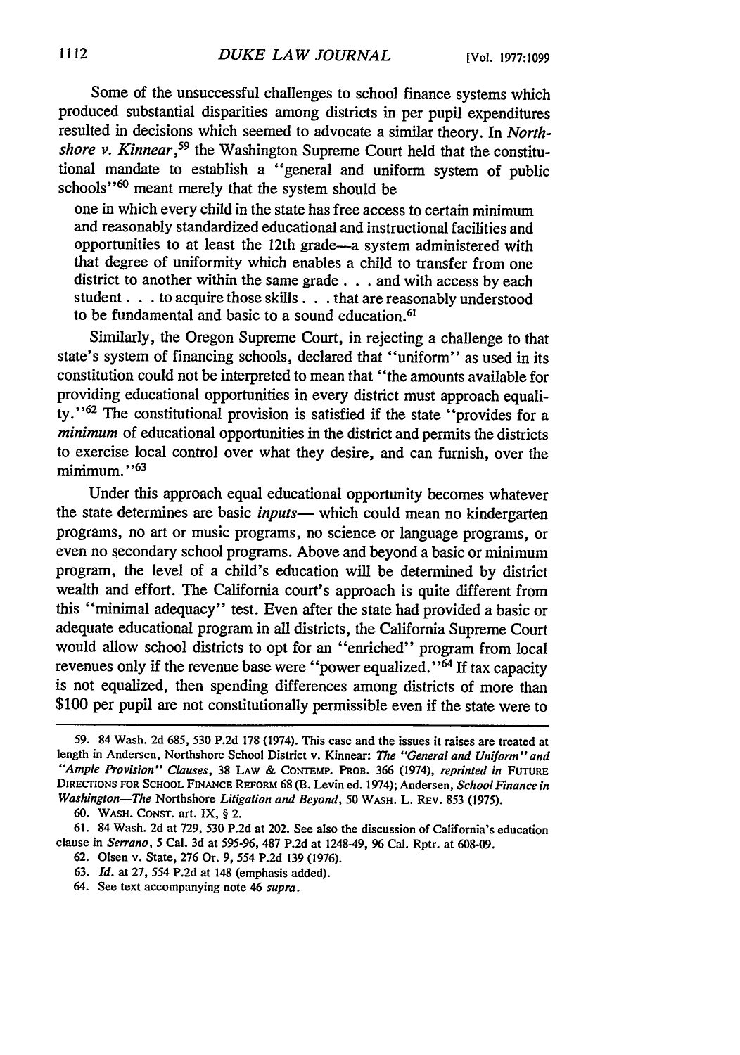Some of the unsuccessful challenges to school finance systems which produced substantial disparities among districts in per pupil expenditures resulted in decisions which seemed to advocate a similar theory. In *Northshore v. Kinnear*,[59] the Washington Supreme Court held that the constitutional mandate to establish a "general and uniform system of public schools"[60] meant merely that the system should be

> one in which every child in the state has free access to certain minimum and reasonably standardized educational and instructional facilities and opportunities to at least the 12th grade—a system administered with that degree of uniformity which enables a child to transfer from one district to another within the same grade . . . and with access by each student . . . to acquire those skills . . . that are reasonably understood to be fundamental and basic to a sound education.[61]

Similarly, the Oregon Supreme Court, in rejecting a challenge to that state's system of financing schools, declared that "uniform" as used in its constitution could not be interpreted to mean that "the amounts available for providing educational opportunities in every district must approach equality."[62] The constitutional provision is satisfied if the state "provides for a *minimum* of educational opportunities in the district and permits the districts to exercise local control over what they desire, and can furnish, over the minimum."[63]

Under this approach equal educational opportunity becomes whatever the state determines are basic *inputs*— which could mean no kindergarten programs, no art or music programs, no science or language programs, or even no secondary school programs. Above and beyond a basic or minimum program, the level of a child's education will be determined by district wealth and effort. The California court's approach is quite different from this "minimal adequacy" test. Even after the state had provided a basic or adequate educational program in all districts, the California Supreme Court would allow school districts to opt for an "enriched" program from local revenues only if the revenue base were "power equalized."[64] If tax capacity is not equalized, then spending differences among districts of more than $100 per pupil are not constitutionally permissible even if the state were to

---

59. 84 Wash. 2d 685, 530 P.2d 178 (1974). This case and the issues it raises are treated at length in Andersen, Northshore School District v. Kinnear: *The "General and Uniform" and "Ample Provision" Clauses*, 38 LAW & CONTEMP. PROB. 366 (1974), *reprinted in* FUTURE DIRECTIONS FOR SCHOOL FINANCE REFORM 68 (B. Levin ed. 1974); Andersen, *School Finance in Washington—The* Northshore *Litigation and Beyond*, 50 WASH. L. REV. 853 (1975).

60. WASH. CONST. art. IX, § 2.

61. 84 Wash. 2d at 729, 530 P.2d at 202. See also the discussion of California's education clause in *Serrano*, 5 Cal. 3d at 595-96, 487 P.2d at 1248-49, 96 Cal. Rptr. at 608-09.

62. Olsen v. State, 276 Or. 9, 554 P.2d 139 (1976).

63. *Id.* at 27, 554 P.2d at 148 (emphasis added).

64. See text accompanying note 46 *supra*.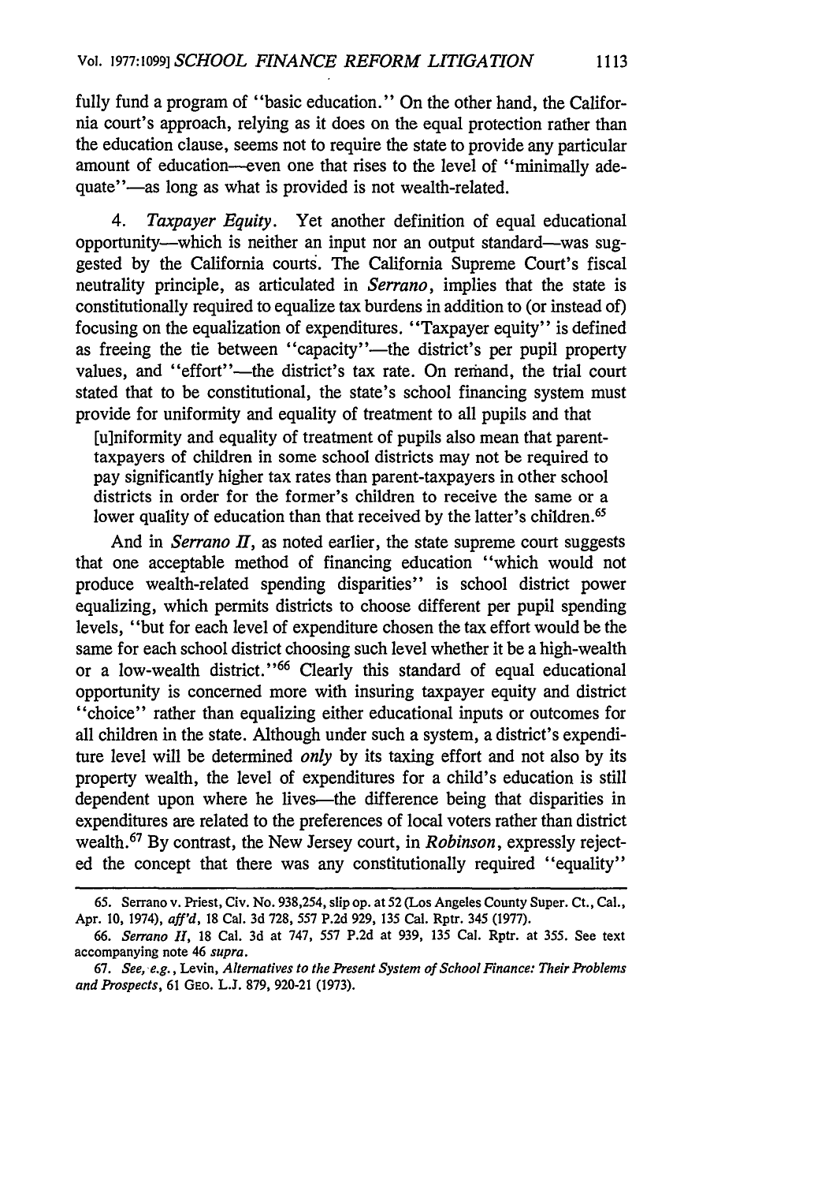fully fund a program of "basic education." On the other hand, the California court's approach, relying as it does on the equal protection rather than the education clause, seems not to require the state to provide any particular amount of education—even one that rises to the level of "minimally adequate"—as long as what is provided is not wealth-related.

4. *Taxpayer Equity.* Yet another definition of equal educational opportunity—which is neither an input nor an output standard—was suggested by the California courts. The California Supreme Court's fiscal neutrality principle, as articulated in *Serrano*, implies that the state is constitutionally required to equalize tax burdens in addition to (or instead of) focusing on the equalization of expenditures. "Taxpayer equity" is defined as freeing the tie between "capacity"—the district's per pupil property values, and "effort"—the district's tax rate. On remand, the trial court stated that to be constitutional, the state's school financing system must provide for uniformity and equality of treatment to all pupils and that

> [u]niformity and equality of treatment of pupils also mean that parent-taxpayers of children in some school districts may not be required to pay significantly higher tax rates than parent-taxpayers in other school districts in order for the former's children to receive the same or a lower quality of education than that received by the latter's children.[65]

And in *Serrano II*, as noted earlier, the state supreme court suggests that one acceptable method of financing education "which would not produce wealth-related spending disparities" is school district power equalizing, which permits districts to choose different per pupil spending levels, "but for each level of expenditure chosen the tax effort would be the same for each school district choosing such level whether it be a high-wealth or a low-wealth district."[66] Clearly this standard of equal educational opportunity is concerned more with insuring taxpayer equity and district "choice" rather than equalizing either educational inputs or outcomes for all children in the state. Although under such a system, a district's expenditure level will be determined *only* by its taxing effort and not also by its property wealth, the level of expenditures for a child's education is still dependent upon where he lives—the difference being that disparities in expenditures are related to the preferences of local voters rather than district wealth.[67] By contrast, the New Jersey court, in *Robinson*, expressly rejected the concept that there was any constitutionally required "equality"

---

65. Serrano v. Priest, Civ. No. 938,254, slip op. at 52 (Los Angeles County Super. Ct., Cal., Apr. 10, 1974), *aff'd*, 18 Cal. 3d 728, 557 P.2d 929, 135 Cal. Rptr. 345 (1977).

66. *Serrano II*, 18 Cal. 3d at 747, 557 P.2d at 939, 135 Cal. Rptr. at 355. See text accompanying note 46 *supra*.

67. *See, e.g.*, Levin, *Alternatives to the Present System of School Finance: Their Problems and Prospects*, 61 GEO. L.J. 879, 920-21 (1973).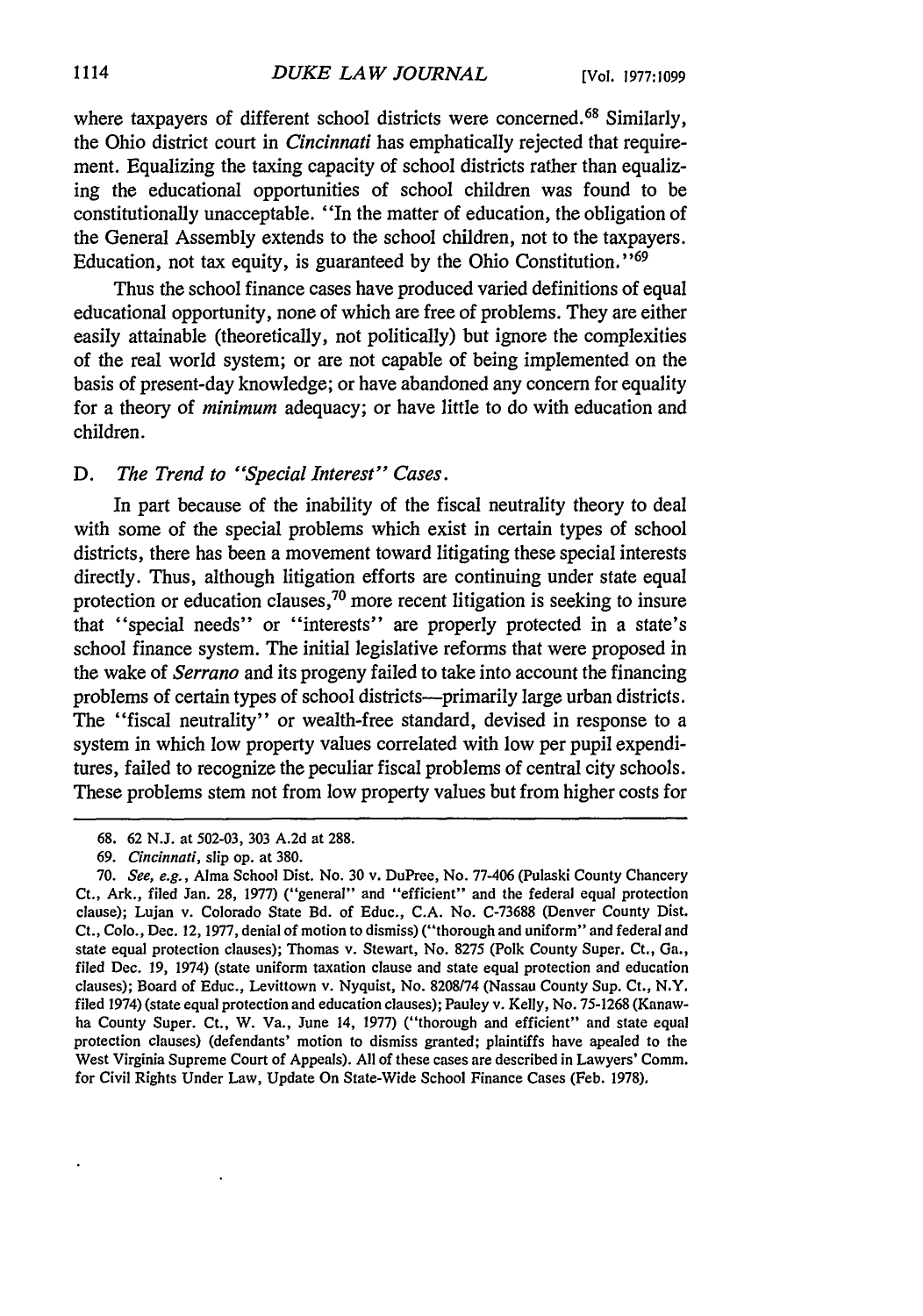where taxpayers of different school districts were concerned.[68] Similarly, the Ohio district court in *Cincinnati* has emphatically rejected that requirement. Equalizing the taxing capacity of school districts rather than equalizing the educational opportunities of school children was found to be constitutionally unacceptable. "In the matter of education, the obligation of the General Assembly extends to the school children, not to the taxpayers. Education, not tax equity, is guaranteed by the Ohio Constitution."[69]

Thus the school finance cases have produced varied definitions of equal educational opportunity, none of which are free of problems. They are either easily attainable (theoretically, not politically) but ignore the complexities of the real world system; or are not capable of being implemented on the basis of present-day knowledge; or have abandoned any concern for equality for a theory of *minimum* adequacy; or have little to do with education and children.

### D. *The Trend to "Special Interest" Cases.*

In part because of the inability of the fiscal neutrality theory to deal with some of the special problems which exist in certain types of school districts, there has been a movement toward litigating these special interests directly. Thus, although litigation efforts are continuing under state equal protection or education clauses,[70] more recent litigation is seeking to insure that "special needs" or "interests" are properly protected in a state's school finance system. The initial legislative reforms that were proposed in the wake of *Serrano* and its progeny failed to take into account the financing problems of certain types of school districts—primarily large urban districts. The "fiscal neutrality" or wealth-free standard, devised in response to a system in which low property values correlated with low per pupil expenditures, failed to recognize the peculiar fiscal problems of central city schools. These problems stem not from low property values but from higher costs for

---

68. 62 N.J. at 502-03, 303 A.2d at 288.

69. *Cincinnati*, slip op. at 380.

70. *See, e.g.*, Alma School Dist. No. 30 v. DuPree, No. 77-406 (Pulaski County Chancery Ct., Ark., filed Jan. 28, 1977) ("general" and "efficient" and the federal equal protection clause); Lujan v. Colorado State Bd. of Educ., C.A. No. C-73688 (Denver County Dist. Ct., Colo., Dec. 12, 1977, denial of motion to dismiss) ("thorough and uniform" and federal and state equal protection clauses); Thomas v. Stewart, No. 8275 (Polk County Super. Ct., Ga., filed Dec. 19, 1974) (state uniform taxation clause and state equal protection and education clauses); Board of Educ., Levittown v. Nyquist, No. 8208/74 (Nassau County Sup. Ct., N.Y. filed 1974) (state equal protection and education clauses); Pauley v. Kelly, No. 75-1268 (Kanawha County Super. Ct., W. Va., June 14, 1977) ("thorough and efficient" and state equal protection clauses) (defendants' motion to dismiss granted; plaintiffs have apealed to the West Virginia Supreme Court of Appeals). All of these cases are described in Lawyers' Comm. for Civil Rights Under Law, Update On State-Wide School Finance Cases (Feb. 1978).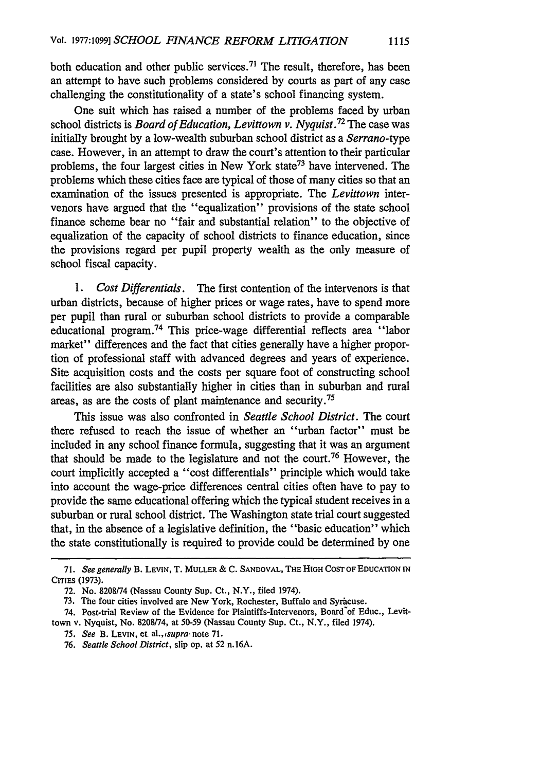both education and other public services.[71] The result, therefore, has been an attempt to have such problems considered by courts as part of any case challenging the constitutionality of a state's school financing system.

One suit which has raised a number of the problems faced by urban school districts is *Board of Education, Levittown v. Nyquist*.[72] The case was initially brought by a low-wealth suburban school district as a *Serrano*-type case. However, in an attempt to draw the court's attention to their particular problems, the four largest cities in New York state[73] have intervened. The problems which these cities face are typical of those of many cities so that an examination of the issues presented is appropriate. The *Levittown* intervenors have argued that the "equalization" provisions of the state school finance scheme bear no "fair and substantial relation" to the objective of equalization of the capacity of school districts to finance education, since the provisions regard per pupil property wealth as the only measure of school fiscal capacity.

1. *Cost Differentials*. The first contention of the intervenors is that urban districts, because of higher prices or wage rates, have to spend more per pupil than rural or suburban school districts to provide a comparable educational program.[74] This price-wage differential reflects area "labor market" differences and the fact that cities generally have a higher proportion of professional staff with advanced degrees and years of experience. Site acquisition costs and the costs per square foot of constructing school facilities are also substantially higher in cities than in suburban and rural areas, as are the costs of plant maintenance and security.[75]

This issue was also confronted in *Seattle School District*. The court there refused to reach the issue of whether an "urban factor" must be included in any school finance formula, suggesting that it was an argument that should be made to the legislature and not the court.[76] However, the court implicitly accepted a "cost differentials" principle which would take into account the wage-price differences central cities often have to pay to provide the same educational offering which the typical student receives in a suburban or rural school district. The Washington state trial court suggested that, in the absence of a legislative definition, the "basic education" which the state constitutionally is required to provide could be determined by one

---

71. *See generally* B. LEVIN, T. MULLER & C. SANDOVAL, THE HIGH COST OF EDUCATION IN CITIES (1973).

72. No. 8208/74 (Nassau County Sup. Ct., N.Y., filed 1974).

73. The four cities involved are New York, Rochester, Buffalo and Syracuse.

74. Post-trial Review of the Evidence for Plaintiffs-Intervenors, Board of Educ., Levittown v. Nyquist, No. 8208/74, at 50-59 (Nassau County Sup. Ct., N.Y., filed 1974).

75. *See* B. LEVIN, et. al., *supra* note 71.

76. *Seattle School District*, slip op. at 52 n.16A.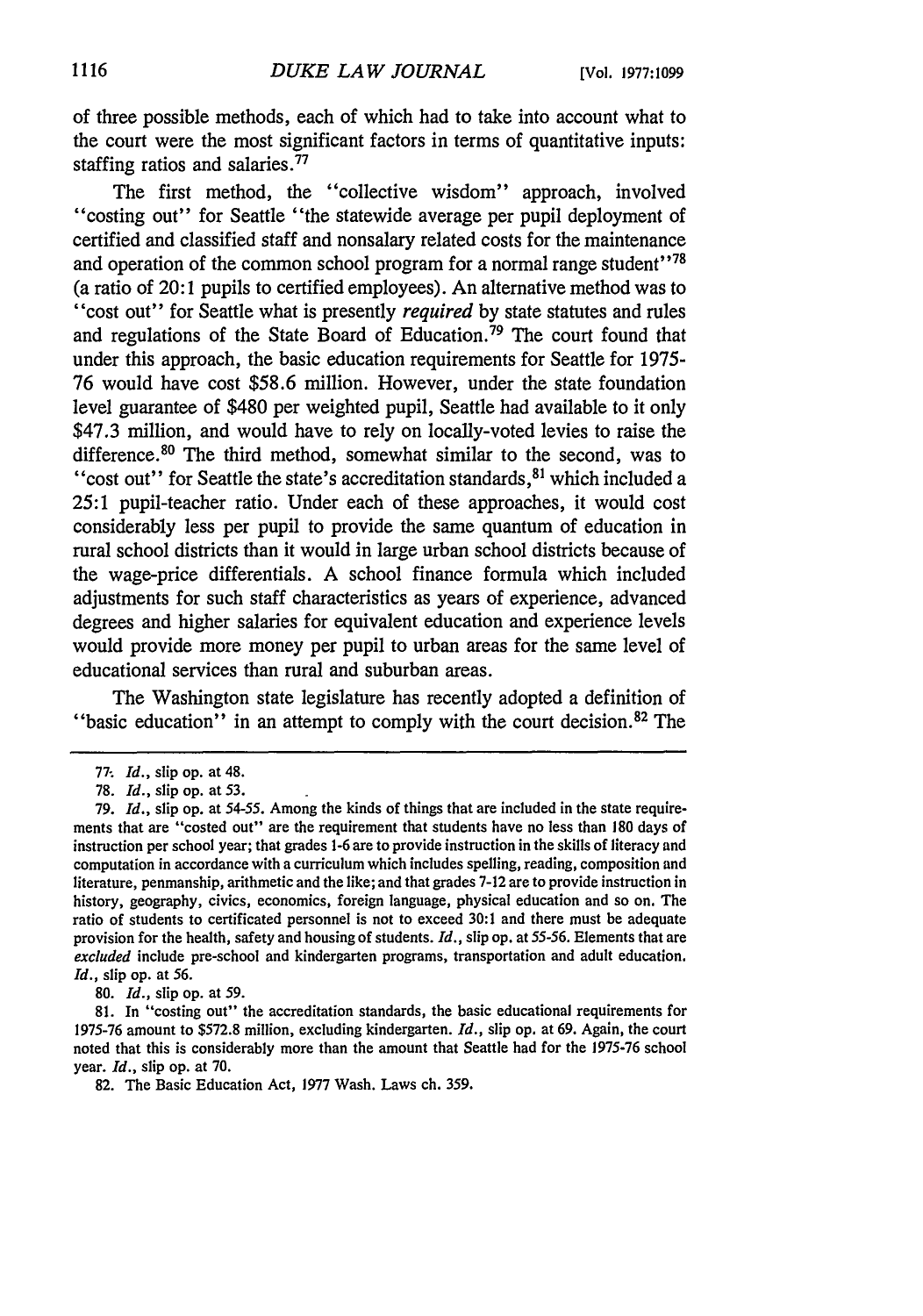of three possible methods, each of which had to take into account what to the court were the most significant factors in terms of quantitative inputs: staffing ratios and salaries.[77]

The first method, the "collective wisdom" approach, involved "costing out" for Seattle "the statewide average per pupil deployment of certified and classified staff and nonsalary related costs for the maintenance and operation of the common school program for a normal range student"[78] (a ratio of 20:1 pupils to certified employees). An alternative method was to "cost out" for Seattle what is presently *required* by state statutes and rules and regulations of the State Board of Education.[79] The court found that under this approach, the basic education requirements for Seattle for 1975-76 would have cost $58.6 million. However, under the state foundation level guarantee of $480 per weighted pupil, Seattle had available to it only $47.3 million, and would have to rely on locally-voted levies to raise the difference.[80] The third method, somewhat similar to the second, was to "cost out" for Seattle the state's accreditation standards,[81] which included a 25:1 pupil-teacher ratio. Under each of these approaches, it would cost considerably less per pupil to provide the same quantum of education in rural school districts than it would in large urban school districts because of the wage-price differentials. A school finance formula which included adjustments for such staff characteristics as years of experience, advanced degrees and higher salaries for equivalent education and experience levels would provide more money per pupil to urban areas for the same level of educational services than rural and suburban areas.

The Washington state legislature has recently adopted a definition of "basic education" in an attempt to comply with the court decision.[82] The

---

77. *Id.*, slip op. at 48.

78. *Id.*, slip op. at 53.

79. *Id.*, slip op. at 54-55. Among the kinds of things that are included in the state requirements that are "costed out" are the requirement that students have no less than 180 days of instruction per school year; that grades 1-6 are to provide instruction in the skills of literacy and computation in accordance with a curriculum which includes spelling, reading, composition and literature, penmanship, arithmetic and the like; and that grades 7-12 are to provide instruction in history, geography, civics, economics, foreign language, physical education and so on. The ratio of students to certificated personnel is not to exceed 30:1 and there must be adequate provision for the health, safety and housing of students. *Id.*, slip op. at 55-56. Elements that are *excluded* include pre-school and kindergarten programs, transportation and adult education. *Id.*, slip op. at 56.

80. *Id.*, slip op. at 59.

81. In "costing out" the accreditation standards, the basic educational requirements for 1975-76 amount to $572.8 million, excluding kindergarten. *Id.*, slip op. at 69. Again, the court noted that this is considerably more than the amount that Seattle had for the 1975-76 school year. *Id.*, slip op. at 70.

82. The Basic Education Act, 1977 Wash. Laws ch. 359.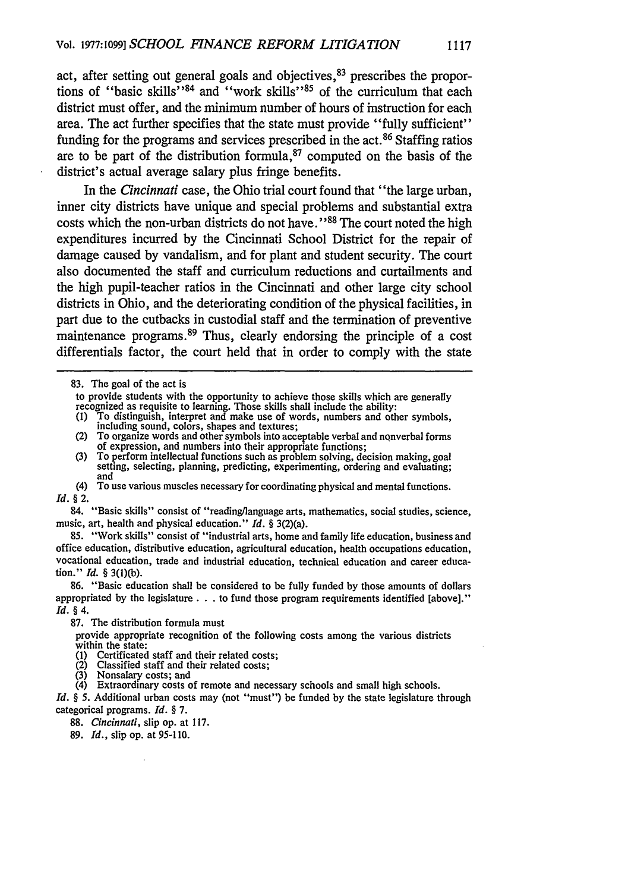act, after setting out general goals and objectives,[83] prescribes the proportions of "basic skills"[84] and "work skills"[85] of the curriculum that each district must offer, and the minimum number of hours of instruction for each area. The act further specifies that the state must provide "fully sufficient" funding for the programs and services prescribed in the act.[86] Staffing ratios are to be part of the distribution formula,[87] computed on the basis of the district's actual average salary plus fringe benefits.

In the *Cincinnati* case, the Ohio trial court found that "the large urban, inner city districts have unique and special problems and substantial extra costs which the non-urban districts do not have."[88] The court noted the high expenditures incurred by the Cincinnati School District for the repair of damage caused by vandalism, and for plant and student security. The court also documented the staff and curriculum reductions and curtailments and the high pupil-teacher ratios in the Cincinnati and other large city school districts in Ohio, and the deteriorating condition of the physical facilities, in part due to the cutbacks in custodial staff and the termination of preventive maintenance programs.[89] Thus, clearly endorsing the principle of a cost differentials factor, the court held that in order to comply with the state

---

83. The goal of the act is

> to provide students with the opportunity to achieve those skills which are generally recognized as requisite to learning. Those skills shall include the ability:
> (1) To distinguish, interpret and make use of words, numbers and other symbols, including sound, colors, shapes and textures;
> (2) To organize words and other symbols into acceptable verbal and nonverbal forms of expression, and numbers into their appropriate functions;
> (3) To perform intellectual functions such as problem solving, decision making, goal setting, selecting, planning, predicting, experimenting, ordering and evaluating; and
> (4) To use various muscles necessary for coordinating physical and mental functions.

*Id.* § 2.

84. "Basic skills" consist of "reading/language arts, mathematics, social studies, science, music, art, health and physical education." *Id.* § 3(2)(a).

85. "Work skills" consist of "industrial arts, home and family life education, business and office education, distributive education, agricultural education, health occupations education, vocational education, trade and industrial education, technical education and career education." *Id.* § 3(1)(b).

86. "Basic education shall be considered to be fully funded by those amounts of dollars appropriated by the legislature . . . to fund those program requirements identified [above]." *Id.* § 4.

87. The distribution formula must

> provide appropriate recognition of the following costs among the various districts within the state:
> (1) Certificated staff and their related costs;
> (2) Classified staff and their related costs;
> (3) Nonsalary costs; and
> (4) Extraordinary costs of remote and necessary schools and small high schools.

*Id.* § 5. Additional urban costs may (not "must") be funded by the state legislature through categorical programs. *Id.* § 7.

88. *Cincinnati*, slip op. at 117.

89. *Id.*, slip op. at 95-110.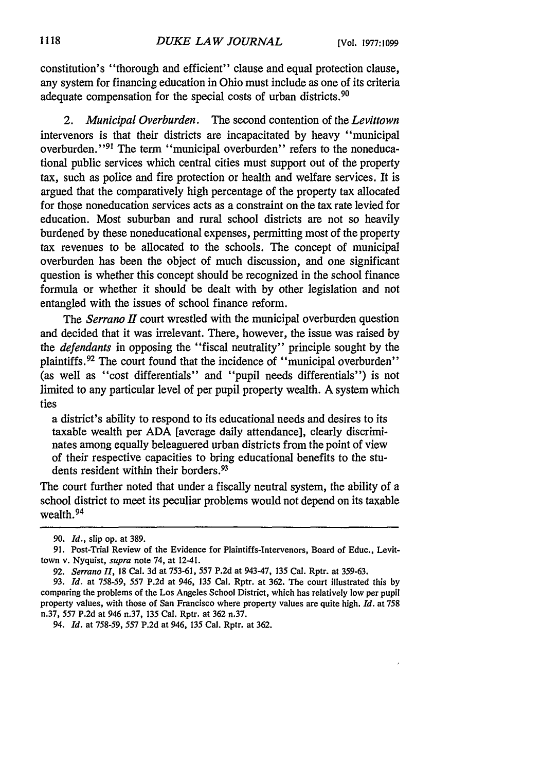constitution's "thorough and efficient" clause and equal protection clause, any system for financing education in Ohio must include as one of its criteria adequate compensation for the special costs of urban districts.[90]

2. *Municipal Overburden.* The second contention of the *Levittown* intervenors is that their districts are incapacitated by heavy "municipal overburden."[91] The term "municipal overburden" refers to the noneducational public services which central cities must support out of the property tax, such as police and fire protection or health and welfare services. It is argued that the comparatively high percentage of the property tax allocated for those noneducation services acts as a constraint on the tax rate levied for education. Most suburban and rural school districts are not so heavily burdened by these noneducational expenses, permitting most of the property tax revenues to be allocated to the schools. The concept of municipal overburden has been the object of much discussion, and one significant question is whether this concept should be recognized in the school finance formula or whether it should be dealt with by other legislation and not entangled with the issues of school finance reform.

The *Serrano II* court wrestled with the municipal overburden question and decided that it was irrelevant. There, however, the issue was raised by the *defendants* in opposing the "fiscal neutrality" principle sought by the plaintiffs.[92] The court found that the incidence of "municipal overburden" (as well as "cost differentials" and "pupil needs differentials") is not limited to any particular level of per pupil property wealth. A system which ties

> a district's ability to respond to its educational needs and desires to its taxable wealth per ADA [average daily attendance], clearly discriminates among equally beleaguered urban districts from the point of view of their respective capacities to bring educational benefits to the students resident within their borders.[93]

The court further noted that under a fiscally neutral system, the ability of a school district to meet its peculiar problems would not depend on its taxable wealth.[94]

---

90. *Id.*, slip op. at 389.

91. Post-Trial Review of the Evidence for Plaintiffs-Intervenors, Board of Educ., Levittown v. Nyquist, *supra* note 74, at 12-41.

92. *Serrano II*, 18 Cal. 3d at 753-61, 557 P.2d at 943-47, 135 Cal. Rptr. at 359-63.

93. *Id.* at 758-59, 557 P.2d at 946, 135 Cal. Rptr. at 362. The court illustrated this by comparing the problems of the Los Angeles School District, which has relatively low per pupil property values, with those of San Francisco where property values are quite high. *Id.* at 758 n.37, 557 P.2d at 946 n.37, 135 Cal. Rptr. at 362 n.37.

94. *Id.* at 758-59, 557 P.2d at 946, 135 Cal. Rptr. at 362.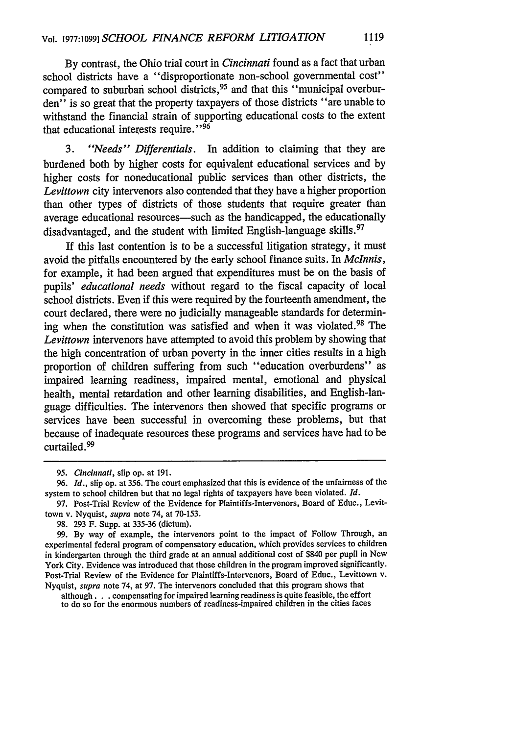By contrast, the Ohio trial court in *Cincinnati* found as a fact that urban school districts have a "disproportionate non-school governmental cost" compared to suburban school districts,[95] and that this "municipal overburden" is so great that the property taxpayers of those districts "are unable to withstand the financial strain of supporting educational costs to the extent that educational interests require."[96]

3. *"Needs" Differentials.* In addition to claiming that they are burdened both by higher costs for equivalent educational services and by higher costs for noneducational public services than other districts, the *Levittown* city intervenors also contended that they have a higher proportion than other types of districts of those students that require greater than average educational resources—such as the handicapped, the educationally disadvantaged, and the student with limited English-language skills.[97]

If this last contention is to be a successful litigation strategy, it must avoid the pitfalls encountered by the early school finance suits. In *McInnis*, for example, it had been argued that expenditures must be on the basis of pupils' *educational needs* without regard to the fiscal capacity of local school districts. Even if this were required by the fourteenth amendment, the court declared, there were no judicially manageable standards for determining when the constitution was satisfied and when it was violated.[98] The *Levittown* intervenors have attempted to avoid this problem by showing that the high concentration of urban poverty in the inner cities results in a high proportion of children suffering from such "education overburdens" as impaired learning readiness, impaired mental, emotional and physical health, mental retardation and other learning disabilities, and English-language difficulties. The intervenors then showed that specific programs or services have been successful in overcoming these problems, but that because of inadequate resources these programs and services have had to be curtailed.[99]

---

95. *Cincinnati*, slip op. at 191.

96. *Id.*, slip op. at 356. The court emphasized that this is evidence of the unfairness of the system to school children but that no legal rights of taxpayers have been violated. *Id.*

97. Post-Trial Review of the Evidence for Plaintiffs-Intervenors, Board of Educ., Levittown v. Nyquist, *supra* note 74, at 70-153.

98. 293 F. Supp. at 335-36 (dictum).

99. By way of example, the intervenors point to the impact of Follow Through, an experimental federal program of compensatory education, which provides services to children in kindergarten through the third grade at an annual additional cost of $840 per pupil in New York City. Evidence was introduced that those children in the program improved significantly. Post-Trial Review of the Evidence for Plaintiffs-Intervenors, Board of Educ., Levittown v. Nyquist, *supra* note 74, at 97. The intervenors concluded that this program shows that

> although . . . compensating for impaired learning readiness is quite feasible, the effort to do so for the enormous numbers of readiness-impaired children in the cities faces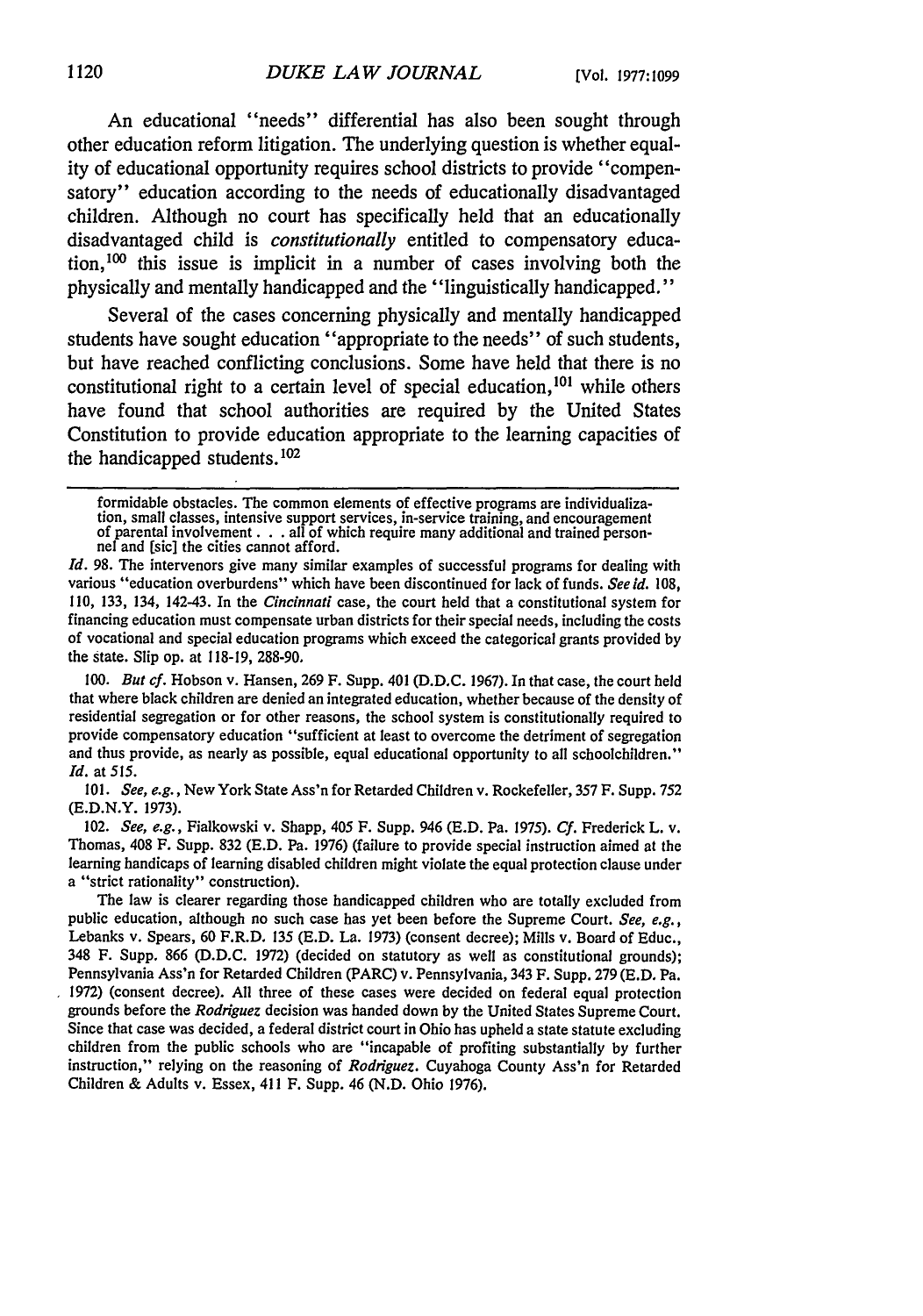An educational "needs" differential has also been sought through other education reform litigation. The underlying question is whether equality of educational opportunity requires school districts to provide "compensatory" education according to the needs of educationally disadvantaged children. Although no court has specifically held that an educationally disadvantaged child is *constitutionally* entitled to compensatory education,[100] this issue is implicit in a number of cases involving both the physically and mentally handicapped and the "linguistically handicapped."

Several of the cases concerning physically and mentally handicapped students have sought education "appropriate to the needs" of such students, but have reached conflicting conclusions. Some have held that there is no constitutional right to a certain level of special education,[101] while others have found that school authorities are required by the United States Constitution to provide education appropriate to the learning capacities of the handicapped students.[102]

---

formidable obstacles. The common elements of effective programs are individualization, small classes, intensive support services, in-service training, and encouragement of parental involvement . . . all of which require many additional and trained personnel and [sic] the cities cannot afford.

*Id.* 98. The intervenors give many similar examples of successful programs for dealing with various "education overburdens" which have been discontinued for lack of funds. *See id.* 108, 110, 133, 134, 142-43. In the *Cincinnati* case, the court held that a constitutional system for financing education must compensate urban districts for their special needs, including the costs of vocational and special education programs which exceed the categorical grants provided by the state. Slip op. at 118-19, 288-90.

100. *But cf.* Hobson v. Hansen, 269 F. Supp. 401 (D.D.C. 1967). In that case, the court held that where black children are denied an integrated education, whether because of the density of residential segregation or for other reasons, the school system is constitutionally required to provide compensatory education "sufficient at least to overcome the detriment of segregation and thus provide, as nearly as possible, equal educational opportunity to all schoolchildren." *Id.* at 515.

101. *See, e.g.*, New York State Ass'n for Retarded Children v. Rockefeller, 357 F. Supp. 752 (E.D.N.Y. 1973).

102. *See, e.g.*, Fialkowski v. Shapp, 405 F. Supp. 946 (E.D. Pa. 1975). *Cf.* Frederick L. v. Thomas, 408 F. Supp. 832 (E.D. Pa. 1976) (failure to provide special instruction aimed at the learning handicaps of learning disabled children might violate the equal protection clause under a "strict rationality" construction).

The law is clearer regarding those handicapped children who are totally excluded from public education, although no such case has yet been before the Supreme Court. *See, e.g.*, Lebanks v. Spears, 60 F.R.D. 135 (E.D. La. 1973) (consent decree); Mills v. Board of Educ., 348 F. Supp. 866 (D.D.C. 1972) (decided on statutory as well as constitutional grounds); Pennsylvania Ass'n for Retarded Children (PARC) v. Pennsylvania, 343 F. Supp. 279 (E.D. Pa. 1972) (consent decree). All three of these cases were decided on federal equal protection grounds before the *Rodriguez* decision was handed down by the United States Supreme Court. Since that case was decided, a federal district court in Ohio has upheld a state statute excluding children from the public schools who are "incapable of profiting substantially by further instruction," relying on the reasoning of *Rodriguez*. Cuyahoga County Ass'n for Retarded Children & Adults v. Essex, 411 F. Supp. 46 (N.D. Ohio 1976).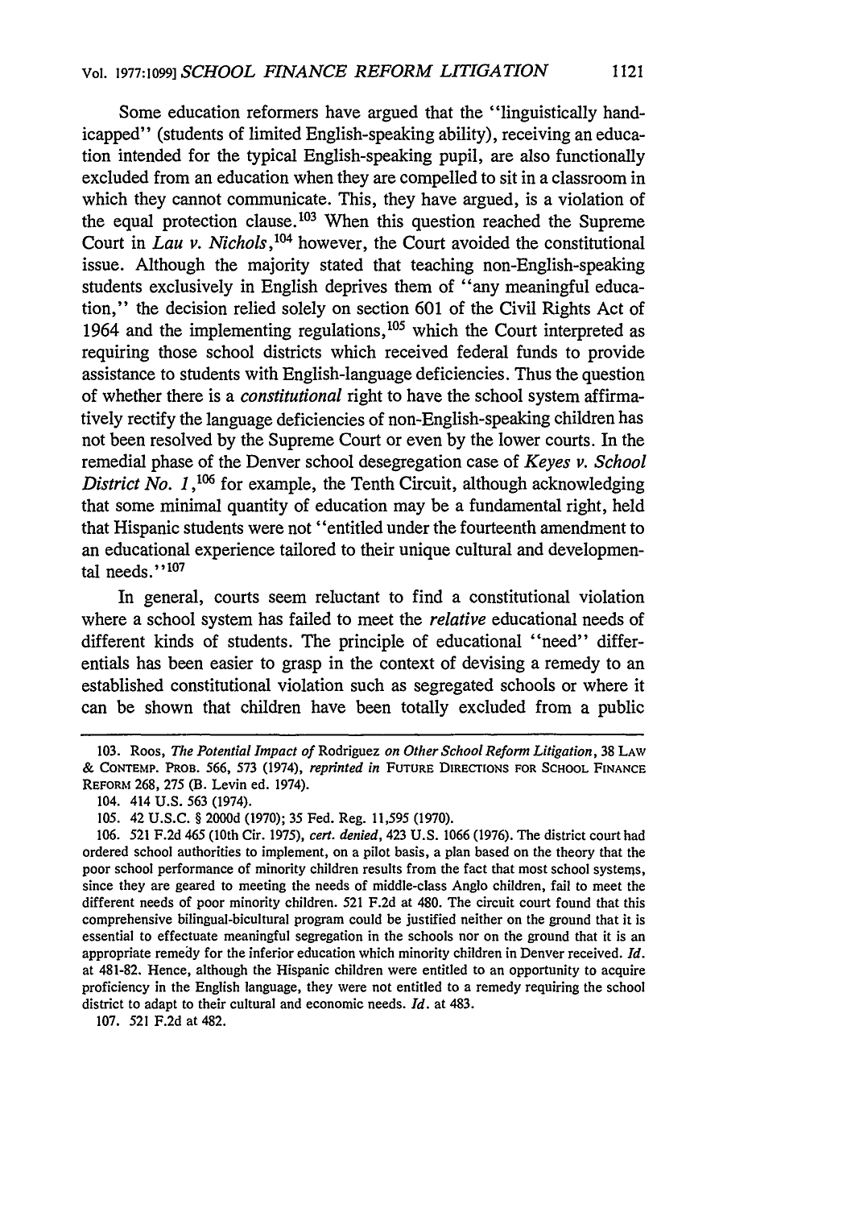Some education reformers have argued that the "linguistically handicapped" (students of limited English-speaking ability), receiving an education intended for the typical English-speaking pupil, are also functionally excluded from an education when they are compelled to sit in a classroom in which they cannot communicate. This, they have argued, is a violation of the equal protection clause.[103] When this question reached the Supreme Court in *Lau v. Nichols*,[104] however, the Court avoided the constitutional issue. Although the majority stated that teaching non-English-speaking students exclusively in English deprives them of "any meaningful education," the decision relied solely on section 601 of the Civil Rights Act of 1964 and the implementing regulations,[105] which the Court interpreted as requiring those school districts which received federal funds to provide assistance to students with English-language deficiencies. Thus the question of whether there is a *constitutional* right to have the school system affirmatively rectify the language deficiencies of non-English-speaking children has not been resolved by the Supreme Court or even by the lower courts. In the remedial phase of the Denver school desegregation case of *Keyes v. School District No. 1*,[106] for example, the Tenth Circuit, although acknowledging that some minimal quantity of education may be a fundamental right, held that Hispanic students were not "entitled under the fourteenth amendment to an educational experience tailored to their unique cultural and developmental needs."[107]

In general, courts seem reluctant to find a constitutional violation where a school system has failed to meet the *relative* educational needs of different kinds of students. The principle of educational "need" differentials has been easier to grasp in the context of devising a remedy to an established constitutional violation such as segregated schools or where it can be shown that children have been totally excluded from a public

---

103. Roos, *The Potential Impact of* Rodriguez *on Other School Reform Litigation*, 38 LAW & CONTEMP. PROB. 566, 573 (1974), *reprinted in* FUTURE DIRECTIONS FOR SCHOOL FINANCE REFORM 268, 275 (B. Levin ed. 1974).

104. 414 U.S. 563 (1974).

105. 42 U.S.C. § 2000d (1970); 35 Fed. Reg. 11,595 (1970).

106. 521 F.2d 465 (10th Cir. 1975), *cert. denied*, 423 U.S. 1066 (1976). The district court had ordered school authorities to implement, on a pilot basis, a plan based on the theory that the poor school performance of minority children results from the fact that most school systems, since they are geared to meeting the needs of middle-class Anglo children, fail to meet the different needs of poor minority children. 521 F.2d at 480. The circuit court found that this comprehensive bilingual-bicultural program could be justified neither on the ground that it is essential to effectuate meaningful segregation in the schools nor on the ground that it is an appropriate remedy for the inferior education which minority children in Denver received. *Id.* at 481-82. Hence, although the Hispanic children were entitled to an opportunity to acquire proficiency in the English language, they were not entitled to a remedy requiring the school district to adapt to their cultural and economic needs. *Id.* at 483.

107. 521 F.2d at 482.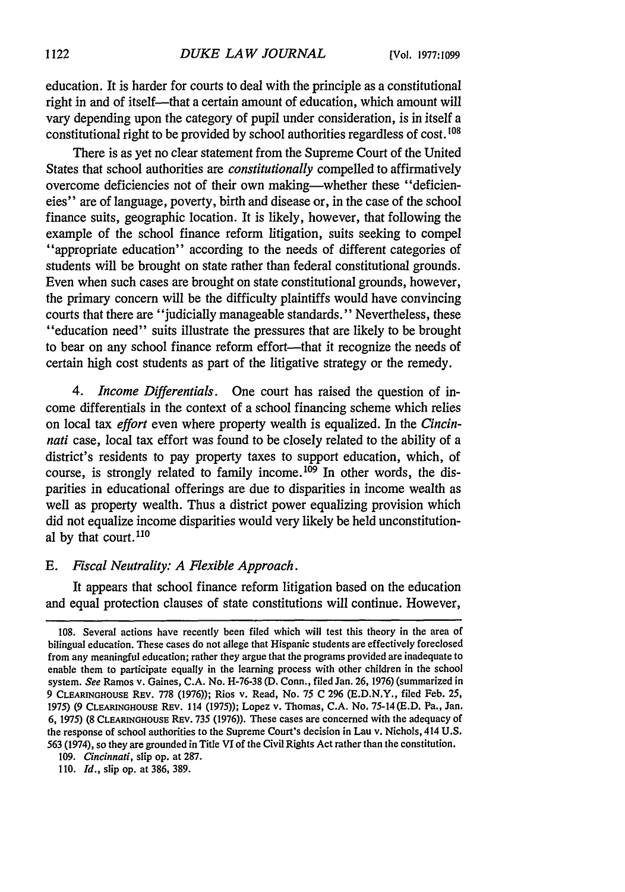education. It is harder for courts to deal with the principle as a constitutional right in and of itself—that a certain amount of education, which amount will vary depending upon the category of pupil under consideration, is in itself a constitutional right to be provided by school authorities regardless of cost.[108]

There is as yet no clear statement from the Supreme Court of the United States that school authorities are *constitutionally* compelled to affirmatively overcome deficiencies not of their own making—whether these "deficiencies" are of language, poverty, birth and disease or, in the case of the school finance suits, geographic location. It is likely, however, that following the example of the school finance reform litigation, suits seeking to compel "appropriate education" according to the needs of different categories of students will be brought on state rather than federal constitutional grounds. Even when such cases are brought on state constitutional grounds, however, the primary concern will be the difficulty plaintiffs would have convincing courts that there are "judicially manageable standards." Nevertheless, these "education need" suits illustrate the pressures that are likely to be brought to bear on any school finance reform effort—that it recognize the needs of certain high cost students as part of the litigative strategy or the remedy.

4. *Income Differentials.* One court has raised the question of income differentials in the context of a school financing scheme which relies on local tax *effort* even where property wealth is equalized. In the *Cincinnati* case, local tax effort was found to be closely related to the ability of a district's residents to pay property taxes to support education, which, of course, is strongly related to family income.[109] In other words, the disparities in educational offerings are due to disparities in income wealth as well as property wealth. Thus a district power equalizing provision which did not equalize income disparities would very likely be held unconstitutional by that court.[110]

### E. *Fiscal Neutrality: A Flexible Approach.*

It appears that school finance reform litigation based on the education and equal protection clauses of state constitutions will continue. However,

---

108. Several actions have recently been filed which will test this theory in the area of bilingual education. These cases do not allege that Hispanic students are effectively foreclosed from any meaningful education; rather they argue that the programs provided are inadequate to enable them to participate equally in the learning process with other children in the school system. *See* Ramos v. Gaines, C.A. No. H-76-38 (D. Conn., filed Jan. 26, 1976) (summarized in 9 CLEARINGHOUSE REV. 778 (1976)); Rios v. Read, No. 75 C 296 (E.D.N.Y., filed Feb. 25, 1975) (9 CLEARINGHOUSE REV. 114 (1975)); Lopez v. Thomas, C.A. No. 75-14 (E.D. Pa., Jan. 6, 1975) (8 CLEARINGHOUSE REV. 735 (1976)). These cases are concerned with the adequacy of the response of school authorities to the Supreme Court's decision in Lau v. Nichols, 414 U.S. 563 (1974), so they are grounded in Title VI of the Civil Rights Act rather than the constitution.

109. *Cincinnati*, slip op. at 287.

110. *Id.*, slip op. at 386, 389.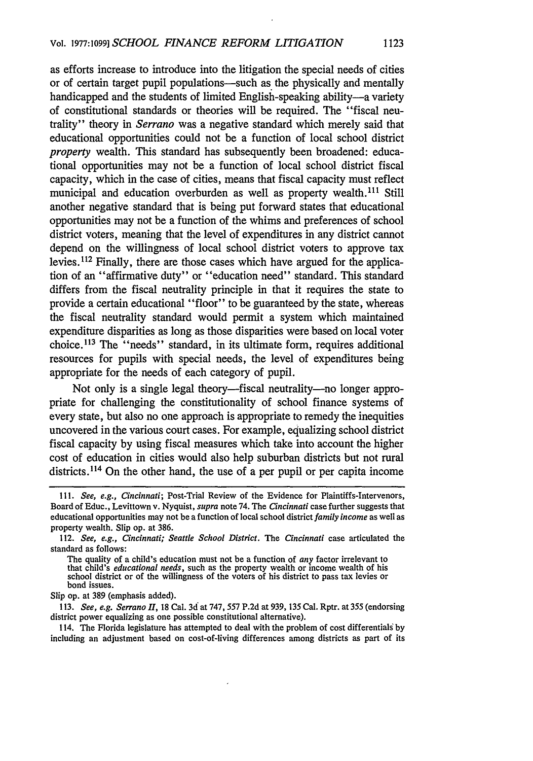as efforts increase to introduce into the litigation the special needs of cities or of certain target pupil populations—such as the physically and mentally handicapped and the students of limited English-speaking ability—a variety of constitutional standards or theories will be required. The "fiscal neutrality" theory in *Serrano* was a negative standard which merely said that educational opportunities could not be a function of local school district *property* wealth. This standard has subsequently been broadened: educational opportunities may not be a function of local school district fiscal capacity, which in the case of cities, means that fiscal capacity must reflect municipal and education overburden as well as property wealth.[111] Still another negative standard that is being put forward states that educational opportunities may not be a function of the whims and preferences of school district voters, meaning that the level of expenditures in any district cannot depend on the willingness of local school district voters to approve tax levies.[112] Finally, there are those cases which have argued for the application of an "affirmative duty" or "education need" standard. This standard differs from the fiscal neutrality principle in that it requires the state to provide a certain educational "floor" to be guaranteed by the state, whereas the fiscal neutrality standard would permit a system which maintained expenditure disparities as long as those disparities were based on local voter choice.[113] The "needs" standard, in its ultimate form, requires additional resources for pupils with special needs, the level of expenditures being appropriate for the needs of each category of pupil.

Not only is a single legal theory—fiscal neutrality—no longer appropriate for challenging the constitutionality of school finance systems of every state, but also no one approach is appropriate to remedy the inequities uncovered in the various court cases. For example, equalizing school district fiscal capacity by using fiscal measures which take into account the higher cost of education in cities would also help suburban districts but not rural districts.[114] On the other hand, the use of a per pupil or per capita income

---

111. *See, e.g., Cincinnati*; Post-Trial Review of the Evidence for Plaintiffs-Intervenors, Board of Educ., Levittown v. Nyquist, *supra* note 74. The *Cincinnati* case further suggests that educational opportunities may not be a function of local school district *family income* as well as property wealth. Slip op. at 386.

112. *See, e.g., Cincinnati; Seattle School District.* The *Cincinnati* case articulated the standard as follows:

> The quality of a child's education must not be a function of *any* factor irrelevant to that child's *educational needs*, such as the property wealth or income wealth of his school district or of the willingness of the voters of his district to pass tax levies or bond issues.

Slip op. at 389 (emphasis added).

113. *See, e.g. Serrano II*, 18 Cal. 3d at 747, 557 P.2d at 939, 135 Cal. Rptr. at 355 (endorsing district power equalizing as one possible constitutional alternative).

114. The Florida legislature has attempted to deal with the problem of cost differentials by including an adjustment based on cost-of-living differences among districts as part of its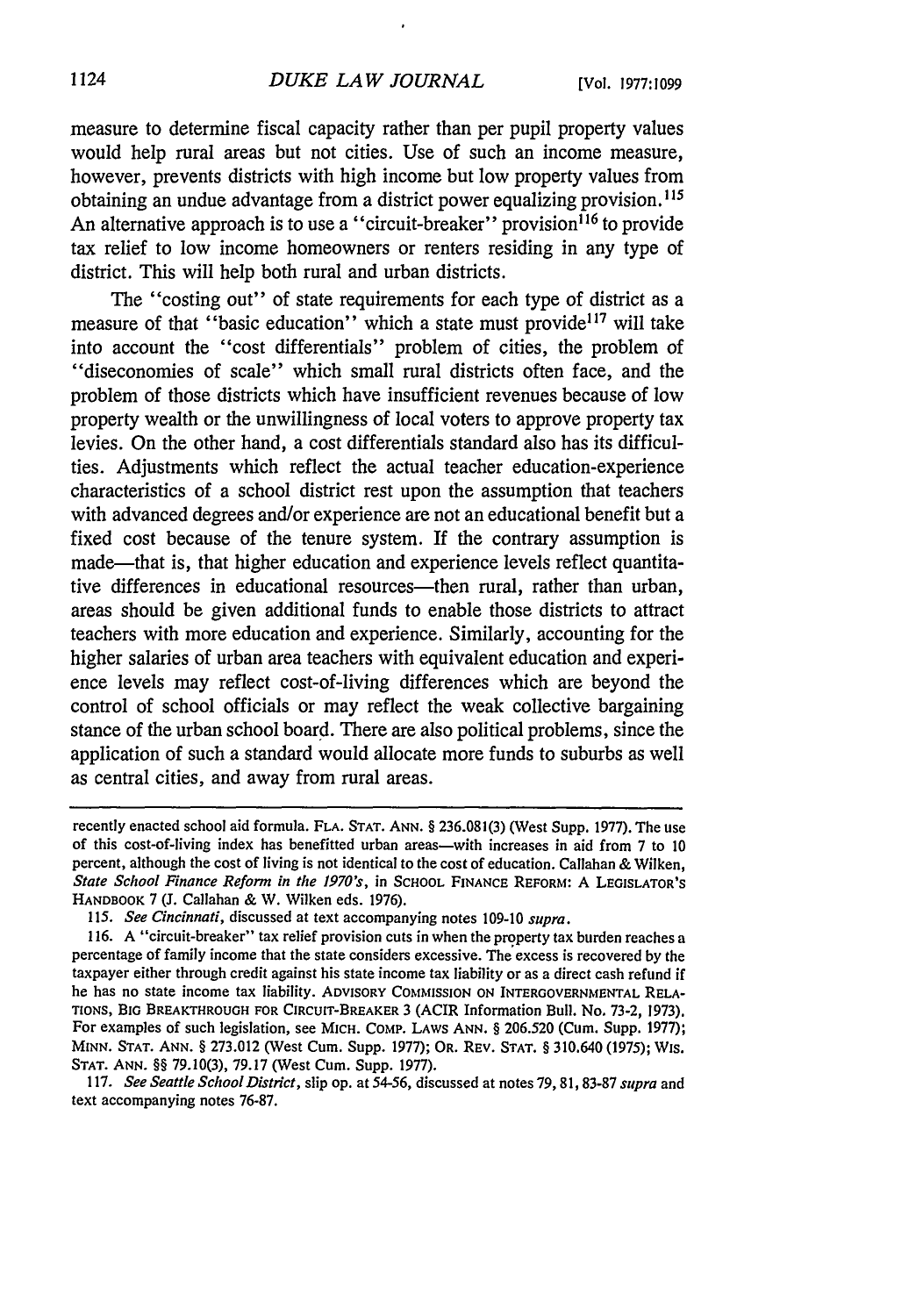measure to determine fiscal capacity rather than per pupil property values would help rural areas but not cities. Use of such an income measure, however, prevents districts with high income but low property values from obtaining an undue advantage from a district power equalizing provision.[115] An alternative approach is to use a "circuit-breaker" provision[116] to provide tax relief to low income homeowners or renters residing in any type of district. This will help both rural and urban districts.

The "costing out" of state requirements for each type of district as a measure of that "basic education" which a state must provide[117] will take into account the "cost differentials" problem of cities, the problem of "diseconomies of scale" which small rural districts often face, and the problem of those districts which have insufficient revenues because of low property wealth or the unwillingness of local voters to approve property tax levies. On the other hand, a cost differentials standard also has its difficulties. Adjustments which reflect the actual teacher education-experience characteristics of a school district rest upon the assumption that teachers with advanced degrees and/or experience are not an educational benefit but a fixed cost because of the tenure system. If the contrary assumption is made—that is, that higher education and experience levels reflect quantitative differences in educational resources—then rural, rather than urban, areas should be given additional funds to enable those districts to attract teachers with more education and experience. Similarly, accounting for the higher salaries of urban area teachers with equivalent education and experience levels may reflect cost-of-living differences which are beyond the control of school officials or may reflect the weak collective bargaining stance of the urban school board. There are also political problems, since the application of such a standard would allocate more funds to suburbs as well as central cities, and away from rural areas.

---

recently enacted school aid formula. FLA. STAT. ANN. § 236.081(3) (West Supp. 1977). The use of this cost-of-living index has benefitted urban areas—with increases in aid from 7 to 10 percent, although the cost of living is not identical to the cost of education. Callahan & Wilken, *State School Finance Reform in the 1970's*, in SCHOOL FINANCE REFORM: A LEGISLATOR'S HANDBOOK 7 (J. Callahan & W. Wilken eds. 1976).

115. *See Cincinnati*, discussed at text accompanying notes 109-10 *supra*.

116. A "circuit-breaker" tax relief provision cuts in when the property tax burden reaches a percentage of family income that the state considers excessive. The excess is recovered by the taxpayer either through credit against his state income tax liability or as a direct cash refund if he has no state income tax liability. ADVISORY COMMISSION ON INTERGOVERNMENTAL RELATIONS, BIG BREAKTHROUGH FOR CIRCUIT-BREAKER 3 (ACIR Information Bull. No. 73-2, 1973). For examples of such legislation, see MICH. COMP. LAWS ANN. § 206.520 (Cum. Supp. 1977); MINN. STAT. ANN. § 273.012 (West Cum. Supp. 1977); OR. REV. STAT. § 310.640 (1975); WIS. STAT. ANN. §§ 79.10(3), 79.17 (West Cum. Supp. 1977).

117. *See Seattle School District*, slip op. at 54-56, discussed at notes 79, 81, 83-87 *supra* and text accompanying notes 76-87.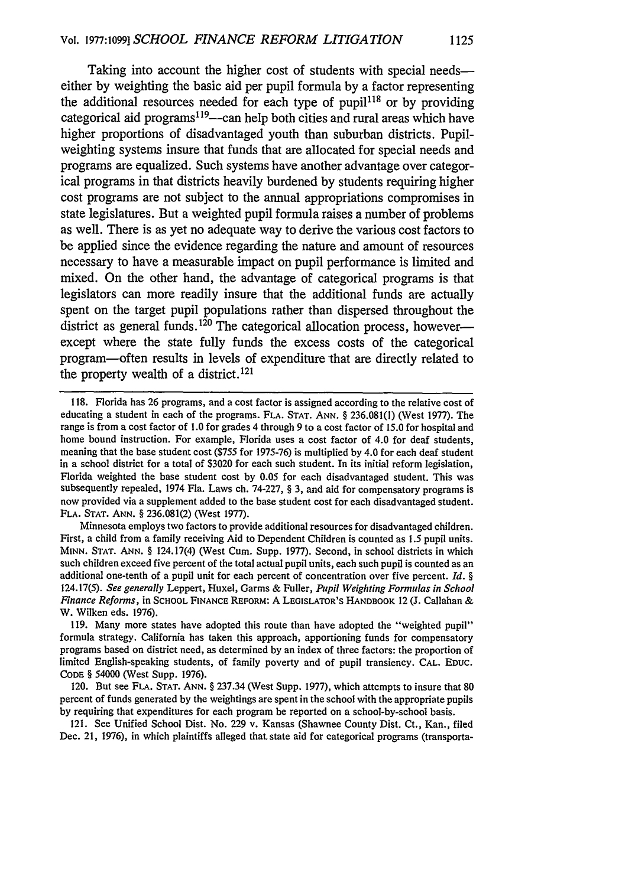Taking into account the higher cost of students with special needs—either by weighting the basic aid per pupil formula by a factor representing the additional resources needed for each type of pupil[118] or by providing categorical aid programs[119]—can help both cities and rural areas which have higher proportions of disadvantaged youth than suburban districts. Pupil-weighting systems insure that funds that are allocated for special needs and programs are equalized. Such systems have another advantage over categorical programs in that districts heavily burdened by students requiring higher cost programs are not subject to the annual appropriations compromises in state legislatures. But a weighted pupil formula raises a number of problems as well. There is as yet no adequate way to derive the various cost factors to be applied since the evidence regarding the nature and amount of resources necessary to have a measurable impact on pupil performance is limited and mixed. On the other hand, the advantage of categorical programs is that legislators can more readily insure that the additional funds are actually spent on the target pupil populations rather than dispersed throughout the district as general funds.[120] The categorical allocation process, however—except where the state fully funds the excess costs of the categorical program—often results in levels of expenditure that are directly related to the property wealth of a district.[121]

---

118. Florida has 26 programs, and a cost factor is assigned according to the relative cost of educating a student in each of the programs. FLA. STAT. ANN. § 236.081(1) (West 1977). The range is from a cost factor of 1.0 for grades 4 through 9 to a cost factor of 15.0 for hospital and home bound instruction. For example, Florida uses a cost factor of 4.0 for deaf students, meaning that the base student cost ($755 for 1975-76) is multiplied by 4.0 for each deaf student in a school district for a total of $3020 for each such student. In its initial reform legislation, Florida weighted the base student cost by 0.05 for each disadvantaged student. This was subsequently repealed, 1974 Fla. Laws ch. 74-227, § 3, and aid for compensatory programs is now provided via a supplement added to the base student cost for each disadvantaged student. FLA. STAT. ANN. § 236.081(2) (West 1977).

Minnesota employs two factors to provide additional resources for disadvantaged children. First, a child from a family receiving Aid to Dependent Children is counted as 1.5 pupil units. MINN. STAT. ANN. § 124.17(4) (West Cum. Supp. 1977). Second, in school districts in which such children exceed five percent of the total actual pupil units, each such pupil is counted as an additional one-tenth of a pupil unit for each percent of concentration over five percent. *Id.* § 124.17(5). *See generally* Leppert, Huxel, Garms & Fuller, *Pupil Weighting Formulas in School Finance Reforms*, in SCHOOL FINANCE REFORM: A LEGISLATOR'S HANDBOOK 12 (J. Callahan & W. Wilken eds. 1976).

119. Many more states have adopted this route than have adopted the "weighted pupil" formula strategy. California has taken this approach, apportioning funds for compensatory programs based on district need, as determined by an index of three factors: the proportion of limited English-speaking students, of family poverty and of pupil transiency. CAL. EDUC. CODE § 54000 (West Supp. 1976).

120. But see FLA. STAT. ANN. § 237.34 (West Supp. 1977), which attempts to insure that 80 percent of funds generated by the weightings are spent in the school with the appropriate pupils by requiring that expenditures for each program be reported on a school-by-school basis.

121. See Unified School Dist. No. 229 v. Kansas (Shawnee County Dist. Ct., Kan., filed Dec. 21, 1976), in which plaintiffs alleged that state aid for categorical programs (transporta-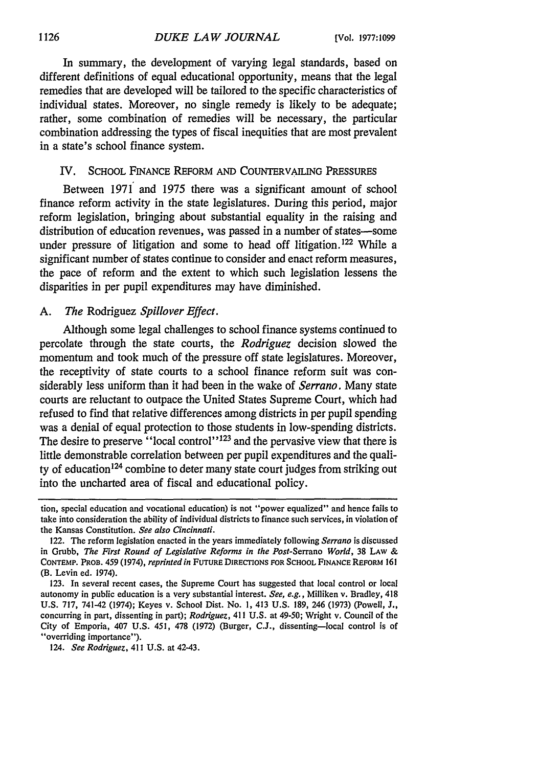In summary, the development of varying legal standards, based on different definitions of equal educational opportunity, means that the legal remedies that are developed will be tailored to the specific characteristics of individual states. Moreover, no single remedy is likely to be adequate; rather, some combination of remedies will be necessary, the particular combination addressing the types of fiscal inequities that are most prevalent in a state's school finance system.

## IV. School Finance Reform and Countervailing Pressures

Between 1971 and 1975 there was a significant amount of school finance reform activity in the state legislatures. During this period, major reform legislation, bringing about substantial equality in the raising and distribution of education revenues, was passed in a number of states—some under pressure of litigation and some to head off litigation.[122] While a significant number of states continue to consider and enact reform measures, the pace of reform and the extent to which such legislation lessens the disparities in per pupil expenditures may have diminished.

### A. *The* Rodriguez *Spillover Effect.*

Although some legal challenges to school finance systems continued to percolate through the state courts, the *Rodriguez* decision slowed the momentum and took much of the pressure off state legislatures. Moreover, the receptivity of state courts to a school finance reform suit was considerably less uniform than it had been in the wake of *Serrano*. Many state courts are reluctant to outpace the United States Supreme Court, which had refused to find that relative differences among districts in per pupil spending was a denial of equal protection to those students in low-spending districts. The desire to preserve "local control"[123] and the pervasive view that there is little demonstrable correlation between per pupil expenditures and the quality of education[124] combine to deter many state court judges from striking out into the uncharted area of fiscal and educational policy.

---

tion, special education and vocational education) is not "power equalized" and hence fails to take into consideration the ability of individual districts to finance such services, in violation of the Kansas Constitution. *See also Cincinnati*.

122. The reform legislation enacted in the years immediately following *Serrano* is discussed in Grubb, *The First Round of Legislative Reforms in the Post-*Serrano *World*, 38 Law & Contemp. Prob. 459 (1974), *reprinted in* Future Directions for School Finance Reform 161 (B. Levin ed. 1974).

123. In several recent cases, the Supreme Court has suggested that local control or local autonomy in public education is a very substantial interest. *See, e.g.*, Milliken v. Bradley, 418 U.S. 717, 741-42 (1974); Keyes v. School Dist. No. 1, 413 U.S. 189, 246 (1973) (Powell, J., concurring in part, dissenting in part); *Rodriguez*, 411 U.S. at 49-50; Wright v. Council of the City of Emporia, 407 U.S. 451, 478 (1972) (Burger, C.J., dissenting—local control is of "overriding importance").

124. *See Rodriguez*, 411 U.S. at 42-43.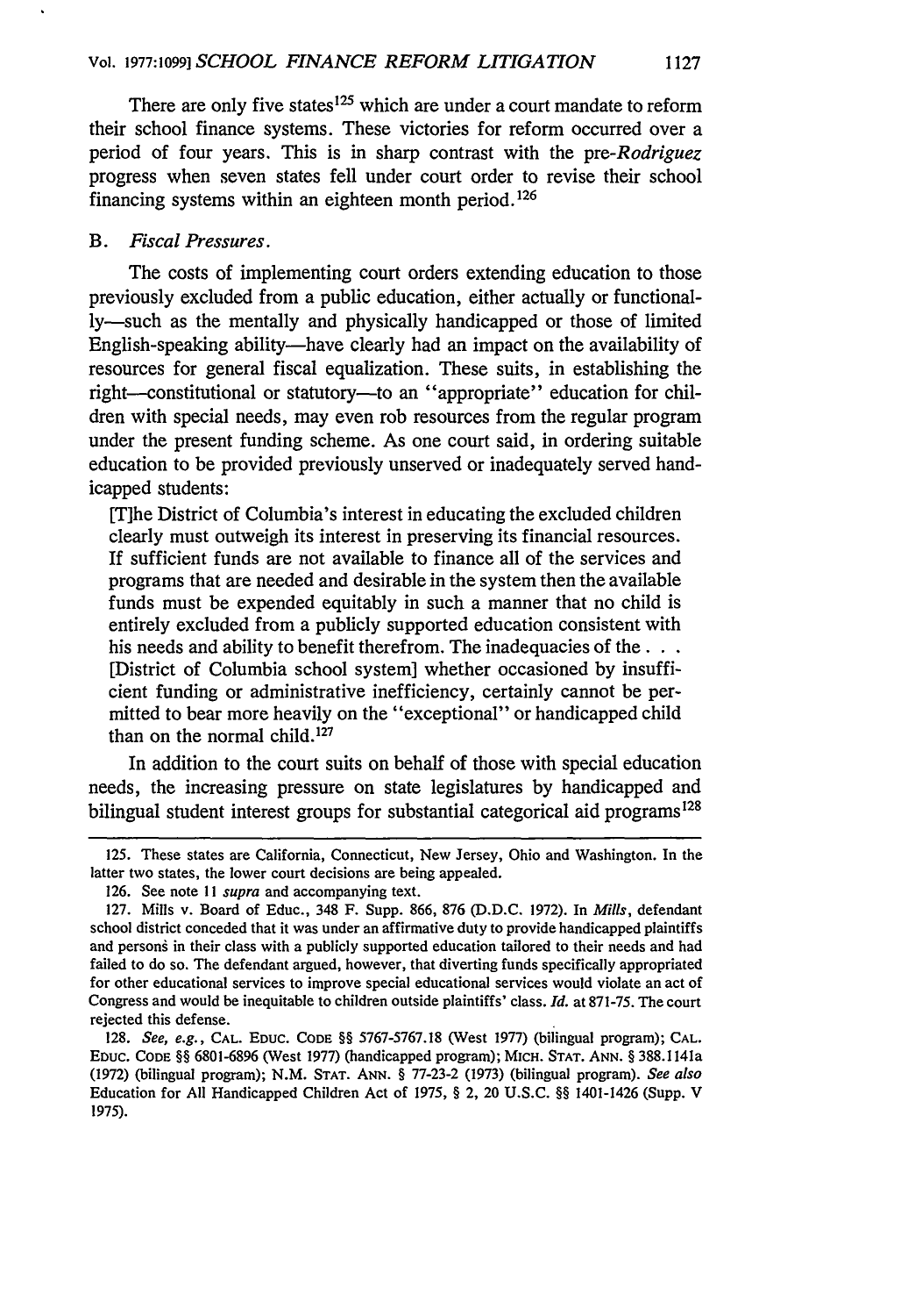There are only five states[125] which are under a court mandate to reform their school finance systems. These victories for reform occurred over a period of four years. This is in sharp contrast with the *pre-Rodriguez* progress when seven states fell under court order to revise their school financing systems within an eighteen month period.[126]

## B. *Fiscal Pressures.*

The costs of implementing court orders extending education to those previously excluded from a public education, either actually or functionally—such as the mentally and physically handicapped or those of limited English-speaking ability—have clearly had an impact on the availability of resources for general fiscal equalization. These suits, in establishing the right—constitutional or statutory—to an "appropriate" education for children with special needs, may even rob resources from the regular program under the present funding scheme. As one court said, in ordering suitable education to be provided previously unserved or inadequately served handicapped students:

> [T]he District of Columbia's interest in educating the excluded children clearly must outweigh its interest in preserving its financial resources. If sufficient funds are not available to finance all of the services and programs that are needed and desirable in the system then the available funds must be expended equitably in such a manner that no child is entirely excluded from a publicly supported education consistent with his needs and ability to benefit therefrom. The inadequacies of the . . . [District of Columbia school system] whether occasioned by insufficient funding or administrative inefficiency, certainly cannot be permitted to bear more heavily on the "exceptional" or handicapped child than on the normal child.[127]

In addition to the court suits on behalf of those with special education needs, the increasing pressure on state legislatures by handicapped and bilingual student interest groups for substantial categorical aid programs[128]

---

125. These states are California, Connecticut, New Jersey, Ohio and Washington. In the latter two states, the lower court decisions are being appealed.

126. See note 11 *supra* and accompanying text.

127. Mills v. Board of Educ., 348 F. Supp. 866, 876 (D.D.C. 1972). In *Mills*, defendant school district conceded that it was under an affirmative duty to provide handicapped plaintiffs and persons in their class with a publicly supported education tailored to their needs and had failed to do so. The defendant argued, however, that diverting funds specifically appropriated for other educational services to improve special educational services would violate an act of Congress and would be inequitable to children outside plaintiffs' class. *Id.* at 871-75. The court rejected this defense.

128. *See, e.g.*, CAL. EDUC. CODE §§ 5767-5767.18 (West 1977) (bilingual program); CAL. EDUC. CODE §§ 6801-6896 (West 1977) (handicapped program); MICH. STAT. ANN. § 388.1141a (1972) (bilingual program); N.M. STAT. ANN. § 77-23-2 (1973) (bilingual program). *See also* Education for All Handicapped Children Act of 1975, § 2, 20 U.S.C. §§ 1401-1426 (Supp. V 1975).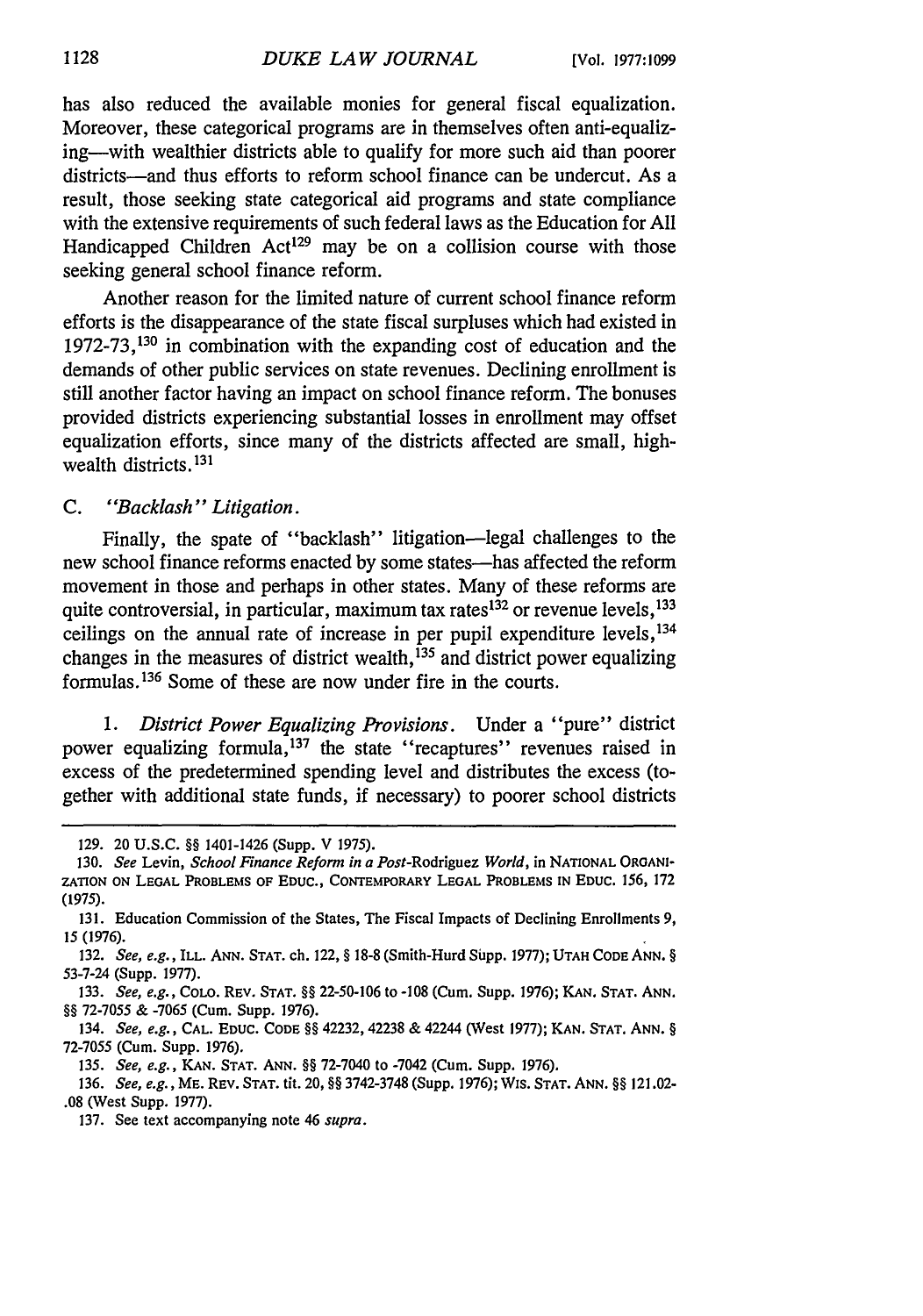has also reduced the available monies for general fiscal equalization. Moreover, these categorical programs are in themselves often anti-equalizing—with wealthier districts able to qualify for more such aid than poorer districts—and thus efforts to reform school finance can be undercut. As a result, those seeking state categorical aid programs and state compliance with the extensive requirements of such federal laws as the Education for All Handicapped Children Act[129] may be on a collision course with those seeking general school finance reform.

Another reason for the limited nature of current school finance reform efforts is the disappearance of the state fiscal surpluses which had existed in 1972-73,[130] in combination with the expanding cost of education and the demands of other public services on state revenues. Declining enrollment is still another factor having an impact on school finance reform. The bonuses provided districts experiencing substantial losses in enrollment may offset equalization efforts, since many of the districts affected are small, high-wealth districts.[131]

### C. *"Backlash" Litigation.*

Finally, the spate of "backlash" litigation—legal challenges to the new school finance reforms enacted by some states—has affected the reform movement in those and perhaps in other states. Many of these reforms are quite controversial, in particular, maximum tax rates[132] or revenue levels,[133] ceilings on the annual rate of increase in per pupil expenditure levels,[134] changes in the measures of district wealth,[135] and district power equalizing formulas.[136] Some of these are now under fire in the courts.

1. *District Power Equalizing Provisions.* Under a "pure" district power equalizing formula,[137] the state "recaptures" revenues raised in excess of the predetermined spending level and distributes the excess (together with additional state funds, if necessary) to poorer school districts

---

129. 20 U.S.C. §§ 1401-1426 (Supp. V 1975).

130. *See* Levin, *School Finance Reform in a Post-*Rodriguez *World*, in NATIONAL ORGANIZATION ON LEGAL PROBLEMS OF EDUC., CONTEMPORARY LEGAL PROBLEMS IN EDUC. 156, 172 (1975).

131. Education Commission of the States, The Fiscal Impacts of Declining Enrollments 9, 15 (1976).

132. *See, e.g.*, ILL. ANN. STAT. ch. 122, § 18-8 (Smith-Hurd Supp. 1977); UTAH CODE ANN. § 53-7-24 (Supp. 1977).

133. *See, e.g.*, COLO. REV. STAT. §§ 22-50-106 to -108 (Cum. Supp. 1976); KAN. STAT. ANN. §§ 72-7055 & -7065 (Cum. Supp. 1976).

134. *See, e.g.*, CAL. EDUC. CODE §§ 42232, 42238 & 42244 (West 1977); KAN. STAT. ANN. § 72-7055 (Cum. Supp. 1976).

135. *See, e.g.*, KAN. STAT. ANN. §§ 72-7040 to -7042 (Cum. Supp. 1976).

136. *See, e.g.*, ME. REV. STAT. tit. 20, §§ 3742-3748 (Supp. 1976); WIS. STAT. ANN. §§ 121.02-.08 (West Supp. 1977).

137. See text accompanying note 46 *supra*.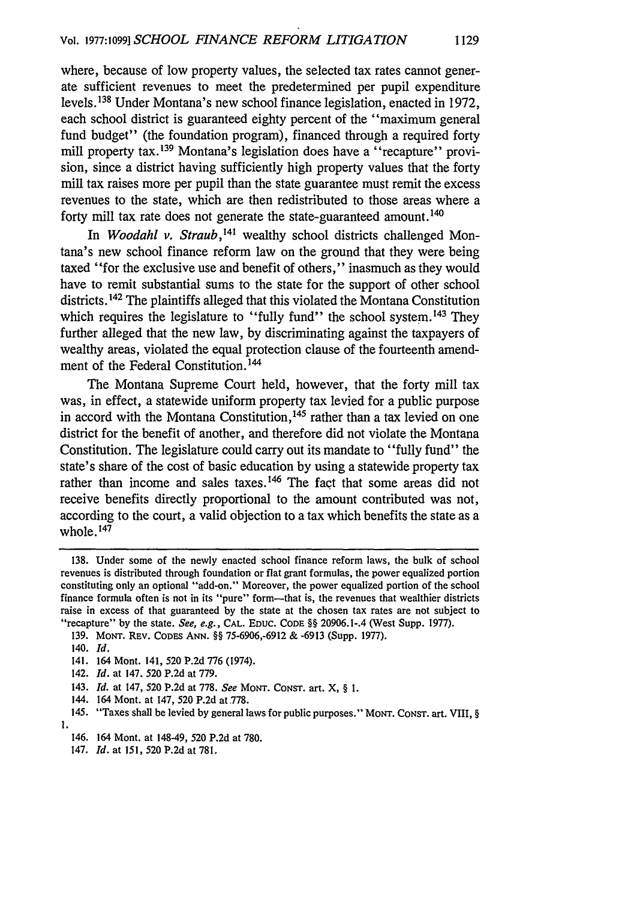where, because of low property values, the selected tax rates cannot generate sufficient revenues to meet the predetermined per pupil expenditure levels.[138] Under Montana's new school finance legislation, enacted in 1972, each school district is guaranteed eighty percent of the "maximum general fund budget" (the foundation program), financed through a required forty mill property tax.[139] Montana's legislation does have a "recapture" provision, since a district having sufficiently high property values that the forty mill tax raises more per pupil than the state guarantee must remit the excess revenues to the state, which are then redistributed to those areas where a forty mill tax rate does not generate the state-guaranteed amount.[140]

In *Woodahl v. Straub*,[141] wealthy school districts challenged Montana's new school finance reform law on the ground that they were being taxed "for the exclusive use and benefit of others," inasmuch as they would have to remit substantial sums to the state for the support of other school districts.[142] The plaintiffs alleged that this violated the Montana Constitution which requires the legislature to "fully fund" the school system.[143] They further alleged that the new law, by discriminating against the taxpayers of wealthy areas, violated the equal protection clause of the fourteenth amendment of the Federal Constitution.[144]

The Montana Supreme Court held, however, that the forty mill tax was, in effect, a statewide uniform property tax levied for a public purpose in accord with the Montana Constitution,[145] rather than a tax levied on one district for the benefit of another, and therefore did not violate the Montana Constitution. The legislature could carry out its mandate to "fully fund" the state's share of the cost of basic education by using a statewide property tax rather than income and sales taxes.[146] The fact that some areas did not receive benefits directly proportional to the amount contributed was not, according to the court, a valid objection to a tax which benefits the state as a whole.[147]

---

138. Under some of the newly enacted school finance reform laws, the bulk of school revenues is distributed through foundation or flat grant formulas, the power equalized portion constituting only an optional "add-on." Moreover, the power equalized portion of the school finance formula often is not in its "pure" form—that is, the revenues that wealthier districts raise in excess of that guaranteed by the state at the chosen tax rates are not subject to "recapture" by the state. *See, e.g.*, CAL. EDUC. CODE §§ 20906.1-.4 (West Supp. 1977).

139. MONT. REV. CODES ANN. §§ 75-6906,-6912 & -6913 (Supp. 1977).

140. *Id.*

141. 164 Mont. 141, 520 P.2d 776 (1974).

142. *Id.* at 147, 520 P.2d at 779.

143. *Id.* at 147, 520 P.2d at 778. *See* MONT. CONST. art. X, § 1.

144. 164 Mont. at 147, 520 P.2d at 778.

145. "Taxes shall be levied by general laws for public purposes." MONT. CONST. art. VIII, § 1.

146. 164 Mont. at 148-49, 520 P.2d at 780.

147. *Id.* at 151, 520 P.2d at 781.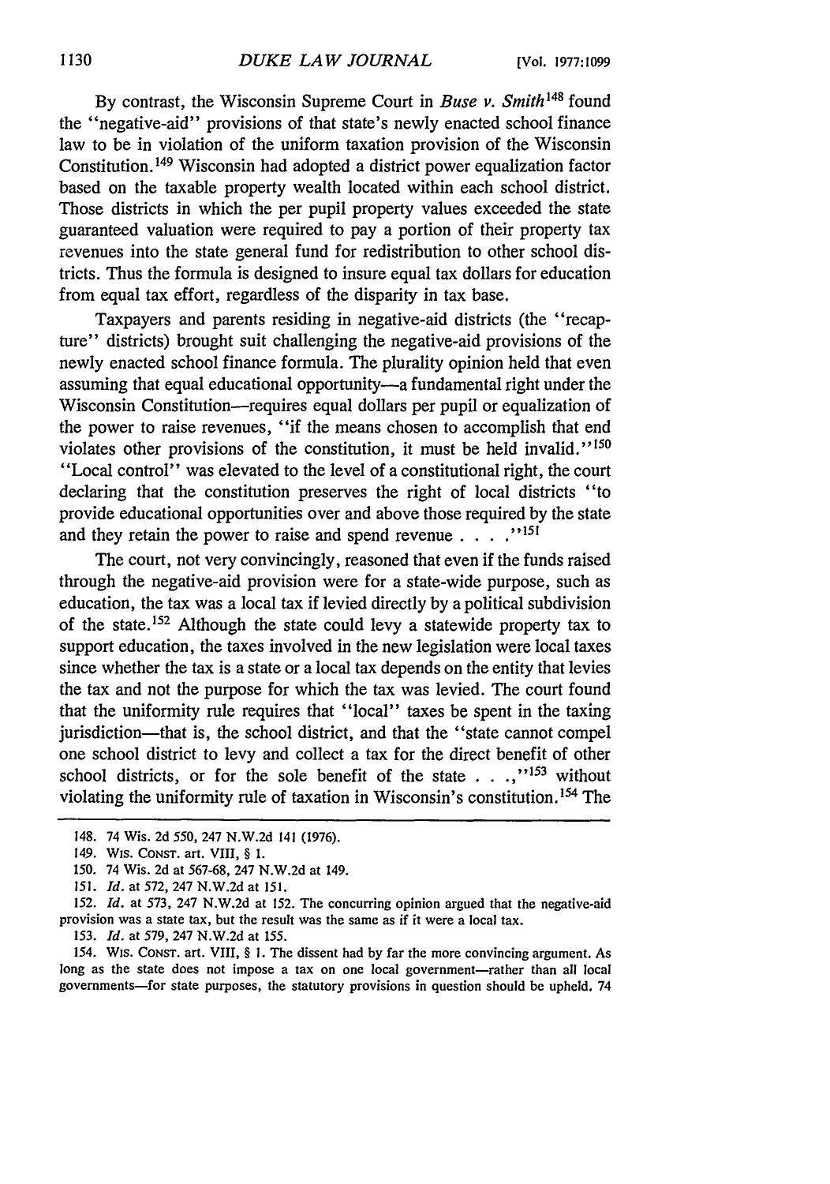By contrast, the Wisconsin Supreme Court in *Buse v. Smith*[148] found the "negative-aid" provisions of that state's newly enacted school finance law to be in violation of the uniform taxation provision of the Wisconsin Constitution.[149] Wisconsin had adopted a district power equalization factor based on the taxable property wealth located within each school district. Those districts in which the per pupil property values exceeded the state guaranteed valuation were required to pay a portion of their property tax revenues into the state general fund for redistribution to other school districts. Thus the formula is designed to insure equal tax dollars for education from equal tax effort, regardless of the disparity in tax base.

Taxpayers and parents residing in negative-aid districts (the "recapture" districts) brought suit challenging the negative-aid provisions of the newly enacted school finance formula. The plurality opinion held that even assuming that equal educational opportunity—a fundamental right under the Wisconsin Constitution—requires equal dollars per pupil or equalization of the power to raise revenues, "if the means chosen to accomplish that end violates other provisions of the constitution, it must be held invalid."[150] "Local control" was elevated to the level of a constitutional right, the court declaring that the constitution preserves the right of local districts "to provide educational opportunities over and above those required by the state and they retain the power to raise and spend revenue . . . ."[151]

The court, not very convincingly, reasoned that even if the funds raised through the negative-aid provision were for a state-wide purpose, such as education, the tax was a local tax if levied directly by a political subdivision of the state.[152] Although the state could levy a statewide property tax to support education, the taxes involved in the new legislation were local taxes since whether the tax is a state or a local tax depends on the entity that levies the tax and not the purpose for which the tax was levied. The court found that the uniformity rule requires that "local" taxes be spent in the taxing jurisdiction—that is, the school district, and that the "state cannot compel one school district to levy and collect a tax for the direct benefit of other school districts, or for the sole benefit of the state . . .,"[153] without violating the uniformity rule of taxation in Wisconsin's constitution.[154] The

---

148. 74 Wis. 2d 550, 247 N.W.2d 141 (1976).

149. Wis. Const. art. VIII, § 1.

150. 74 Wis. 2d at 567-68, 247 N.W.2d at 149.

151. *Id.* at 572, 247 N.W.2d at 151.

152. *Id.* at 573, 247 N.W.2d at 152. The concurring opinion argued that the negative-aid provision was a state tax, but the result was the same as if it were a local tax.

153. *Id.* at 579, 247 N.W.2d at 155.

154. Wis. Const. art. VIII, § 1. The dissent had by far the more convincing argument. As long as the state does not impose a tax on one local government—rather than all local governments—for state purposes, the statutory provisions in question should be upheld. 74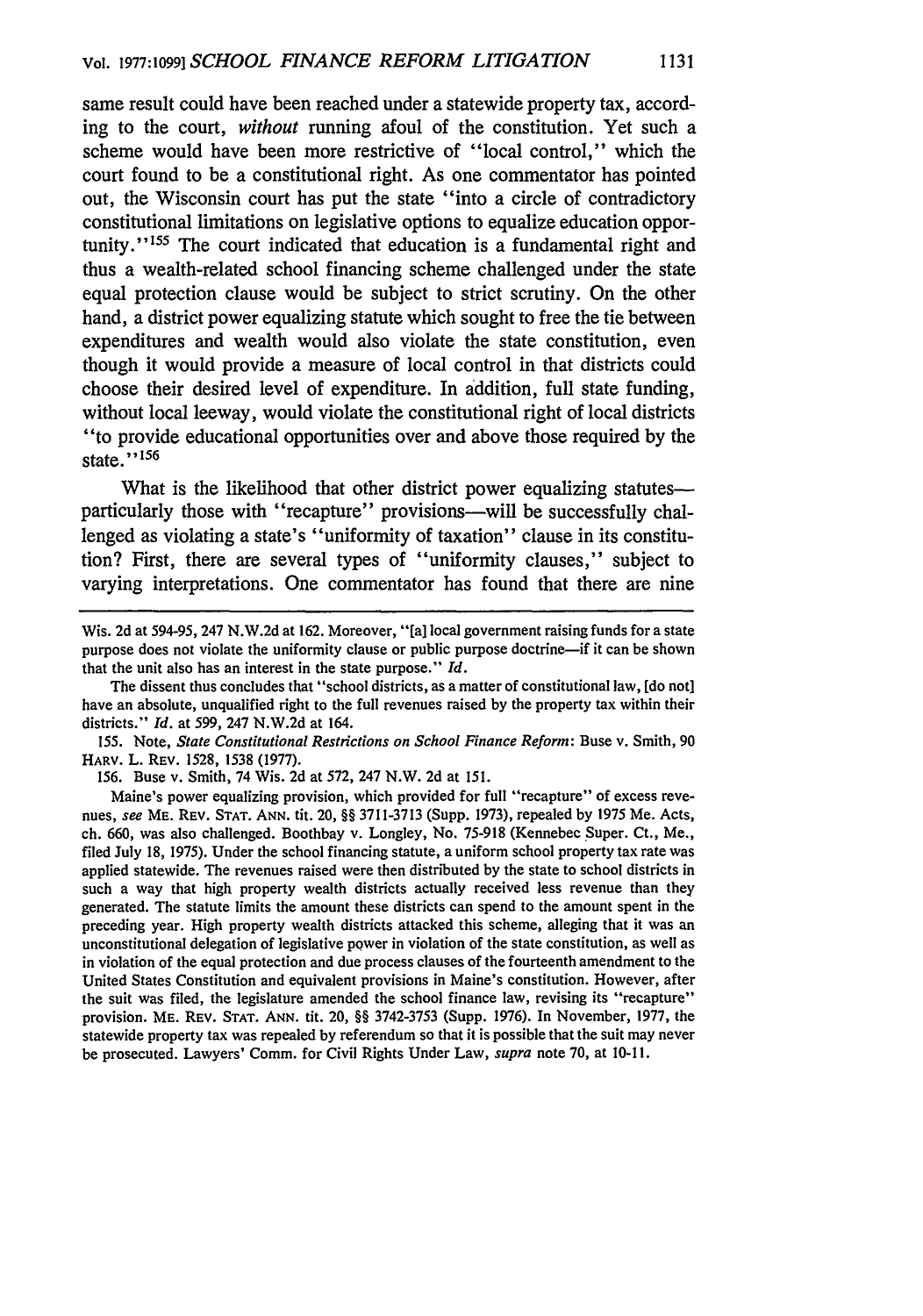same result could have been reached under a statewide property tax, according to the court, *without* running afoul of the constitution. Yet such a scheme would have been more restrictive of "local control," which the court found to be a constitutional right. As one commentator has pointed out, the Wisconsin court has put the state "into a circle of contradictory constitutional limitations on legislative options to equalize education opportunity."[155] The court indicated that education is a fundamental right and thus a wealth-related school financing scheme challenged under the state equal protection clause would be subject to strict scrutiny. On the other hand, a district power equalizing statute which sought to free the tie between expenditures and wealth would also violate the state constitution, even though it would provide a measure of local control in that districts could choose their desired level of expenditure. In addition, full state funding, without local leeway, would violate the constitutional right of local districts "to provide educational opportunities over and above those required by the state."[156]

What is the likelihood that other district power equalizing statutes—particularly those with "recapture" provisions—will be successfully challenged as violating a state's "uniformity of taxation" clause in its constitution? First, there are several types of "uniformity clauses," subject to varying interpretations. One commentator has found that there are nine

---

Wis. 2d at 594-95, 247 N.W.2d at 162. Moreover, "[a] local government raising funds for a state purpose does not violate the uniformity clause or public purpose doctrine—if it can be shown that the unit also has an interest in the state purpose." *Id.*

The dissent thus concludes that "school districts, as a matter of constitutional law, [do not] have an absolute, unqualified right to the full revenues raised by the property tax within their districts." *Id.* at 599, 247 N.W.2d at 164.

155. Note, *State Constitutional Restrictions on School Finance Reform:* Buse v. Smith, 90 HARV. L. REV. 1528, 1538 (1977).

156. Buse v. Smith, 74 Wis. 2d at 572, 247 N.W. 2d at 151.

Maine's power equalizing provision, which provided for full "recapture" of excess revenues, *see* ME. REV. STAT. ANN. tit. 20, §§ 3711-3713 (Supp. 1973), repealed by 1975 Me. Acts, ch. 660, was also challenged. Boothbay v. Longley, No. 75-918 (Kennebec Super. Ct., Me., filed July 18, 1975). Under the school financing statute, a uniform school property tax rate was applied statewide. The revenues raised were then distributed by the state to school districts in such a way that high property wealth districts actually received less revenue than they generated. The statute limits the amount these districts can spend to the amount spent in the preceding year. High property wealth districts attacked this scheme, alleging that it was an unconstitutional delegation of legislative power in violation of the state constitution, as well as in violation of the equal protection and due process clauses of the fourteenth amendment to the United States Constitution and equivalent provisions in Maine's constitution. However, after the suit was filed, the legislature amended the school finance law, revising its "recapture" provision. ME. REV. STAT. ANN. tit. 20, §§ 3742-3753 (Supp. 1976). In November, 1977, the statewide property tax was repealed by referendum so that it is possible that the suit may never be prosecuted. Lawyers' Comm. for Civil Rights Under Law, *supra* note 70, at 10-11.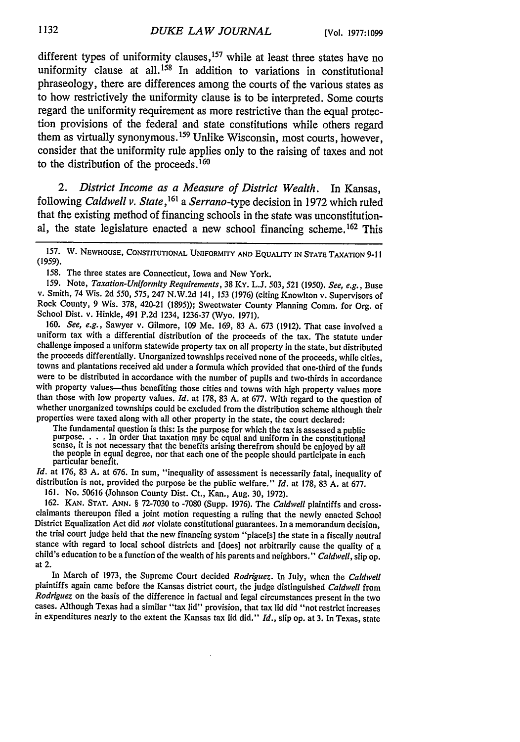different types of uniformity clauses,[157] while at least three states have no uniformity clause at all.[158] In addition to variations in constitutional phraseology, there are differences among the courts of the various states as to how restrictively the uniformity clause is to be interpreted. Some courts regard the uniformity requirement as more restrictive than the equal protection provisions of the federal and state constitutions while others regard them as virtually synonymous.[159] Unlike Wisconsin, most courts, however, consider that the uniformity rule applies only to the raising of taxes and not to the distribution of the proceeds.[160]

2. *District Income as a Measure of District Wealth.* In Kansas, following *Caldwell v. State*,[161] a *Serrano*-type decision in 1972 which ruled that the existing method of financing schools in the state was unconstitutional, the state legislature enacted a new school financing scheme.[162] This

---

157. W. NEWHOUSE, CONSTITUTIONAL UNIFORMITY AND EQUALITY IN STATE TAXATION 9-11 (1959).

158. The three states are Connecticut, Iowa and New York.

159. Note, *Taxation-Uniformity Requirements*, 38 KY. L.J. 503, 521 (1950). *See, e.g.*, Buse v. Smith, 74 Wis. 2d 550, 575, 247 N.W.2d 141, 153 (1976) (citing Knowlton v. Supervisors of Rock County, 9 Wis. 378, 420-21 (1895)); Sweetwater County Planning Comm. for Org. of School Dist. v. Hinkle, 491 P.2d 1234, 1236-37 (Wyo. 1971).

160. *See, e.g.*, Sawyer v. Gilmore, 109 Me. 169, 83 A. 673 (1912). That case involved a uniform tax with a differential distribution of the proceeds of the tax. The statute under challenge imposed a uniform statewide property tax on all property in the state, but distributed the proceeds differentially. Unorganized townships received none of the proceeds, while cities, towns and plantations received aid under a formula which provided that one-third of the funds were to be distributed in accordance with the number of pupils and two-thirds in accordance with property values—thus benefiting those cities and towns with high property values more than those with low property values. *Id.* at 178, 83 A. at 677. With regard to the question of whether unorganized townships could be excluded from the distribution scheme although their properties were taxed along with all other property in the state, the court declared:

> The fundamental question is this: Is the purpose for which the tax is assessed a public purpose. . . . In order that taxation may be equal and uniform in the constitutional sense, it is not necessary that the benefits arising therefrom should be enjoyed by all the people in equal degree, nor that each one of the people should participate in each particular benefit.

*Id.* at 176, 83 A. at 676. In sum, "inequality of assessment is necessarily fatal, inequality of distribution is not, provided the purpose be the public welfare." *Id.* at 178, 83 A. at 677.

161. No. 50616 (Johnson County Dist. Ct., Kan., Aug. 30, 1972).

162. KAN. STAT. ANN. § 72-7030 to -7080 (Supp. 1976). The *Caldwell* plaintiffs and cross-claimants thereupon filed a joint motion requesting a ruling that the newly enacted School District Equalization Act did *not* violate constitutional guarantees. In a memorandum decision, the trial court judge held that the new financing system "place[s] the state in a fiscally neutral stance with regard to local school districts and [does] not arbitrarily cause the quality of a child's education to be a function of the wealth of his parents and neighbors." *Caldwell*, slip op. at 2.

In March of 1973, the Supreme Court decided *Rodriguez*. In July, when the *Caldwell* plaintiffs again came before the Kansas district court, the judge distinguished *Caldwell* from *Rodriguez* on the basis of the difference in factual and legal circumstances present in the two cases. Although Texas had a similar "tax lid" provision, that tax lid did "not restrict increases in expenditures nearly to the extent the Kansas tax lid did." *Id.*, slip op. at 3. In Texas, state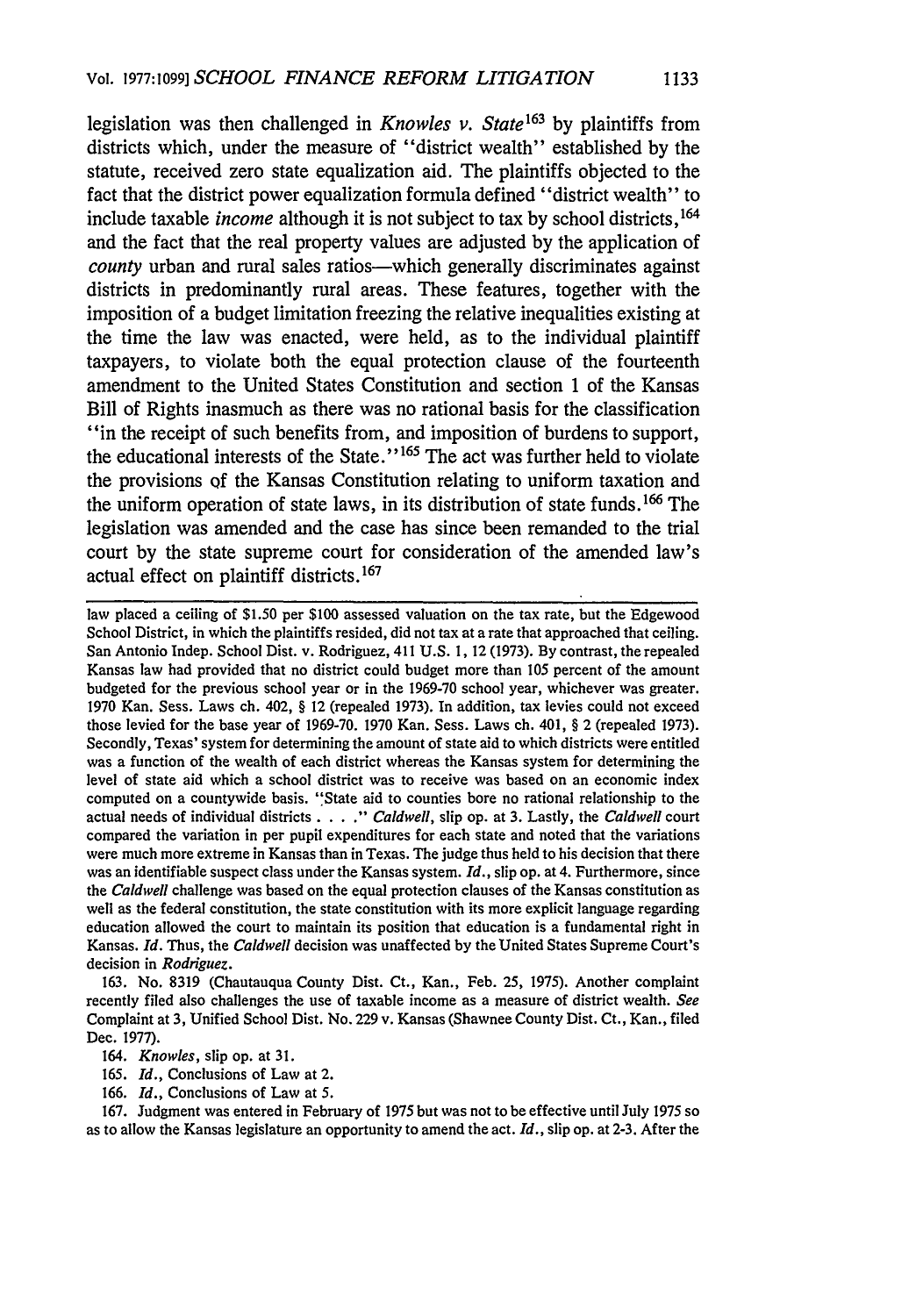legislation was then challenged in *Knowles v. State*[163] by plaintiffs from districts which, under the measure of "district wealth" established by the statute, received zero state equalization aid. The plaintiffs objected to the fact that the district power equalization formula defined "district wealth" to include taxable *income* although it is not subject to tax by school districts,[164] and the fact that the real property values are adjusted by the application of *county* urban and rural sales ratios—which generally discriminates against districts in predominantly rural areas. These features, together with the imposition of a budget limitation freezing the relative inequalities existing at the time the law was enacted, were held, as to the individual plaintiff taxpayers, to violate both the equal protection clause of the fourteenth amendment to the United States Constitution and section 1 of the Kansas Bill of Rights inasmuch as there was no rational basis for the classification "in the receipt of such benefits from, and imposition of burdens to support, the educational interests of the State."[165] The act was further held to violate the provisions of the Kansas Constitution relating to uniform taxation and the uniform operation of state laws, in its distribution of state funds.[166] The legislation was amended and the case has since been remanded to the trial court by the state supreme court for consideration of the amended law's actual effect on plaintiff districts.[167]

---

law placed a ceiling of $1.50 per $100 assessed valuation on the tax rate, but the Edgewood School District, in which the plaintiffs resided, did not tax at a rate that approached that ceiling. San Antonio Indep. School Dist. v. Rodriguez, 411 U.S. 1, 12 (1973). By contrast, the repealed Kansas law had provided that no district could budget more than 105 percent of the amount budgeted for the previous school year or in the 1969-70 school year, whichever was greater. 1970 Kan. Sess. Laws ch. 402, § 12 (repealed 1973). In addition, tax levies could not exceed those levied for the base year of 1969-70. 1970 Kan. Sess. Laws ch. 401, § 2 (repealed 1973). Secondly, Texas' system for determining the amount of state aid to which districts were entitled was a function of the wealth of each district whereas the Kansas system for determining the level of state aid which a school district was to receive was based on an economic index computed on a countywide basis. "State aid to counties bore no rational relationship to the actual needs of individual districts . . . ." *Caldwell*, slip op. at 3. Lastly, the *Caldwell* court compared the variation in per pupil expenditures for each state and noted that the variations were much more extreme in Kansas than in Texas. The judge thus held to his decision that there was an identifiable suspect class under the Kansas system. *Id.*, slip op. at 4. Furthermore, since the *Caldwell* challenge was based on the equal protection clauses of the Kansas constitution as well as the federal constitution, the state constitution with its more explicit language regarding education allowed the court to maintain its position that education is a fundamental right in Kansas. *Id.* Thus, the *Caldwell* decision was unaffected by the United States Supreme Court's decision in *Rodriguez*.

163. No. 8319 (Chautauqua County Dist. Ct., Kan., Feb. 25, 1975). Another complaint recently filed also challenges the use of taxable income as a measure of district wealth. *See* Complaint at 3, Unified School Dist. No. 229 v. Kansas (Shawnee County Dist. Ct., Kan., filed Dec. 1977).

164. *Knowles*, slip op. at 31.

165. *Id.*, Conclusions of Law at 2.

166. *Id.*, Conclusions of Law at 5.

167. Judgment was entered in February of 1975 but was not to be effective until July 1975 so as to allow the Kansas legislature an opportunity to amend the act. *Id.*, slip op. at 2-3. After the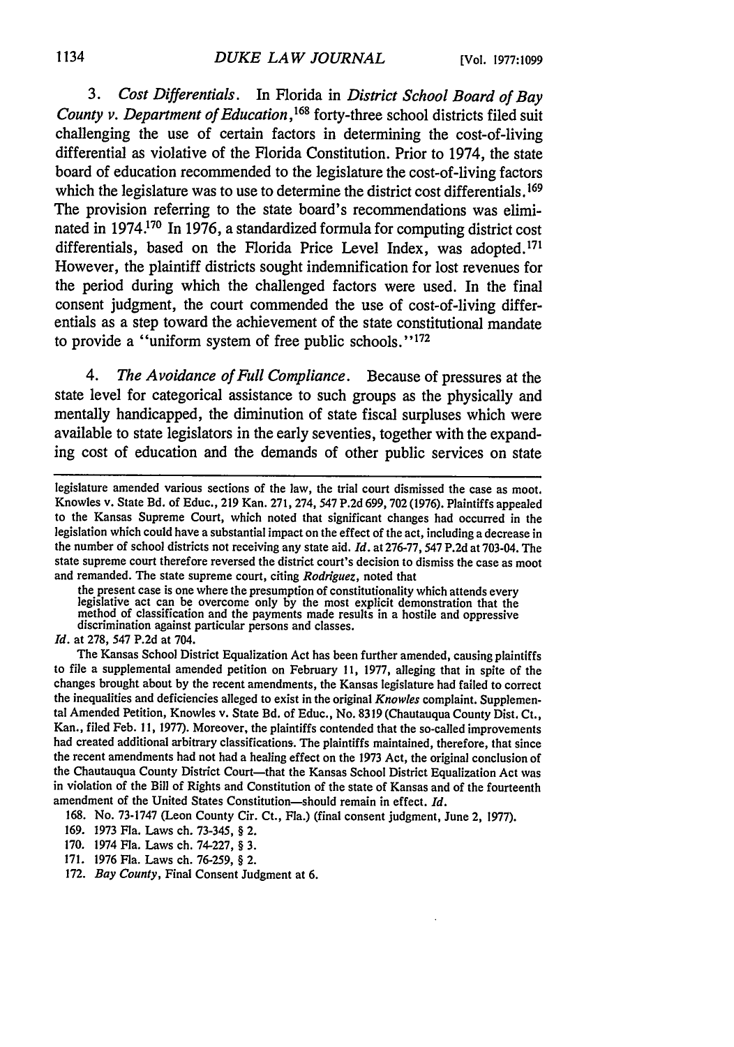3. *Cost Differentials.* In Florida in *District School Board of Bay County v. Department of Education,*[168] forty-three school districts filed suit challenging the use of certain factors in determining the cost-of-living differential as violative of the Florida Constitution. Prior to 1974, the state board of education recommended to the legislature the cost-of-living factors which the legislature was to use to determine the district cost differentials.[169] The provision referring to the state board's recommendations was eliminated in 1974.[170] In 1976, a standardized formula for computing district cost differentials, based on the Florida Price Level Index, was adopted.[171] However, the plaintiff districts sought indemnification for lost revenues for the period during which the challenged factors were used. In the final consent judgment, the court commended the use of cost-of-living differentials as a step toward the achievement of the state constitutional mandate to provide a "uniform system of free public schools."[172]

4. *The Avoidance of Full Compliance.* Because of pressures at the state level for categorical assistance to such groups as the physically and mentally handicapped, the diminution of state fiscal surpluses which were available to state legislators in the early seventies, together with the expanding cost of education and the demands of other public services on state

---

legislature amended various sections of the law, the trial court dismissed the case as moot. Knowles v. State Bd. of Educ., 219 Kan. 271, 274, 547 P.2d 699, 702 (1976). Plaintiffs appealed to the Kansas Supreme Court, which noted that significant changes had occurred in the legislation which could have a substantial impact on the effect of the act, including a decrease in the number of school districts not receiving any state aid. *Id.* at 276-77, 547 P.2d at 703-04. The state supreme court therefore reversed the district court's decision to dismiss the case as moot and remanded. The state supreme court, citing *Rodriguez*, noted that

> the present case is one where the presumption of constitutionality which attends every legislative act can be overcome only by the most explicit demonstration that the method of classification and the payments made results in a hostile and oppressive discrimination against particular persons and classes.

*Id.* at 278, 547 P.2d at 704.

The Kansas School District Equalization Act has been further amended, causing plaintiffs to file a supplemental amended petition on February 11, 1977, alleging that in spite of the changes brought about by the recent amendments, the Kansas legislature had failed to correct the inequalities and deficiencies alleged to exist in the original *Knowles* complaint. Supplemental Amended Petition, Knowles v. State Bd. of Educ., No. 8319 (Chautauqua County Dist. Ct., Kan., filed Feb. 11, 1977). Moreover, the plaintiffs contended that the so-called improvements had created additional arbitrary classifications. The plaintiffs maintained, therefore, that since the recent amendments had not had a healing effect on the 1973 Act, the original conclusion of the Chautauqua County District Court—that the Kansas School District Equalization Act was in violation of the Bill of Rights and Constitution of the state of Kansas and of the fourteenth amendment of the United States Constitution—should remain in effect. *Id.*

168. No. 73-1747 (Leon County Cir. Ct., Fla.) (final consent judgment, June 2, 1977).

169. 1973 Fla. Laws ch. 73-345, § 2.

170. 1974 Fla. Laws ch. 74-227, § 3.

171. 1976 Fla. Laws ch. 76-259, § 2.

172. *Bay County*, Final Consent Judgment at 6.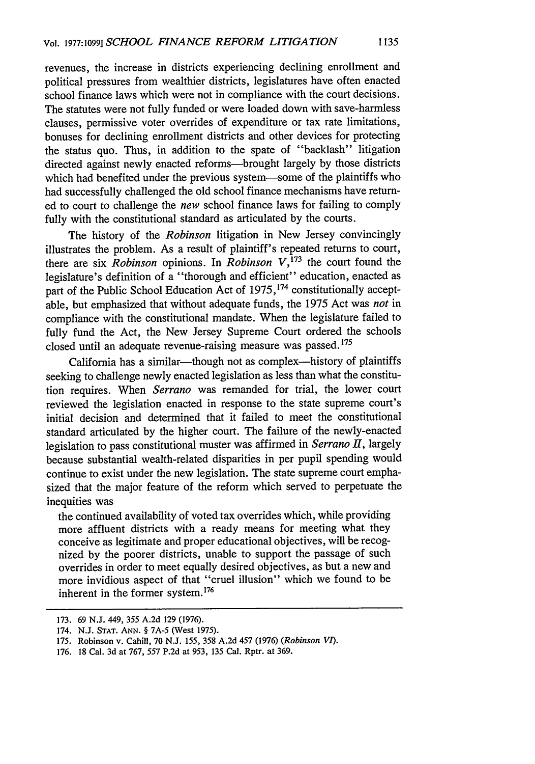revenues, the increase in districts experiencing declining enrollment and political pressures from wealthier districts, legislatures have often enacted school finance laws which were not in compliance with the court decisions. The statutes were not fully funded or were loaded down with save-harmless clauses, permissive voter overrides of expenditure or tax rate limitations, bonuses for declining enrollment districts and other devices for protecting the status quo. Thus, in addition to the spate of "backlash" litigation directed against newly enacted reforms—brought largely by those districts which had benefited under the previous system—some of the plaintiffs who had successfully challenged the old school finance mechanisms have returned to court to challenge the *new* school finance laws for failing to comply fully with the constitutional standard as articulated by the courts.

The history of the *Robinson* litigation in New Jersey convincingly illustrates the problem. As a result of plaintiff's repeated returns to court, there are six *Robinson* opinions. In *Robinson V*,[173] the court found the legislature's definition of a "thorough and efficient" education, enacted as part of the Public School Education Act of 1975,[174] constitutionally acceptable, but emphasized that without adequate funds, the 1975 Act was *not* in compliance with the constitutional mandate. When the legislature failed to fully fund the Act, the New Jersey Supreme Court ordered the schools closed until an adequate revenue-raising measure was passed.[175]

California has a similar—though not as complex—history of plaintiffs seeking to challenge newly enacted legislation as less than what the constitution requires. When *Serrano* was remanded for trial, the lower court reviewed the legislation enacted in response to the state supreme court's initial decision and determined that it failed to meet the constitutional standard articulated by the higher court. The failure of the newly-enacted legislation to pass constitutional muster was affirmed in *Serrano II*, largely because substantial wealth-related disparities in per pupil spending would continue to exist under the new legislation. The state supreme court emphasized that the major feature of the reform which served to perpetuate the inequities was

> the continued availability of voted tax overrides which, while providing more affluent districts with a ready means for meeting what they conceive as legitimate and proper educational objectives, will be recognized by the poorer districts, unable to support the passage of such overrides in order to meet equally desired objectives, as but a new and more invidious aspect of that "cruel illusion" which we found to be inherent in the former system.[176]

---

173. 69 N.J. 449, 355 A.2d 129 (1976).

174. N.J. STAT. ANN. § 7A-5 (West 1975).

175. Robinson v. Cahill, 70 N.J. 155, 358 A.2d 457 (1976) (*Robinson VI*).

176. 18 Cal. 3d at 767, 557 P.2d at 953, 135 Cal. Rptr. at 369.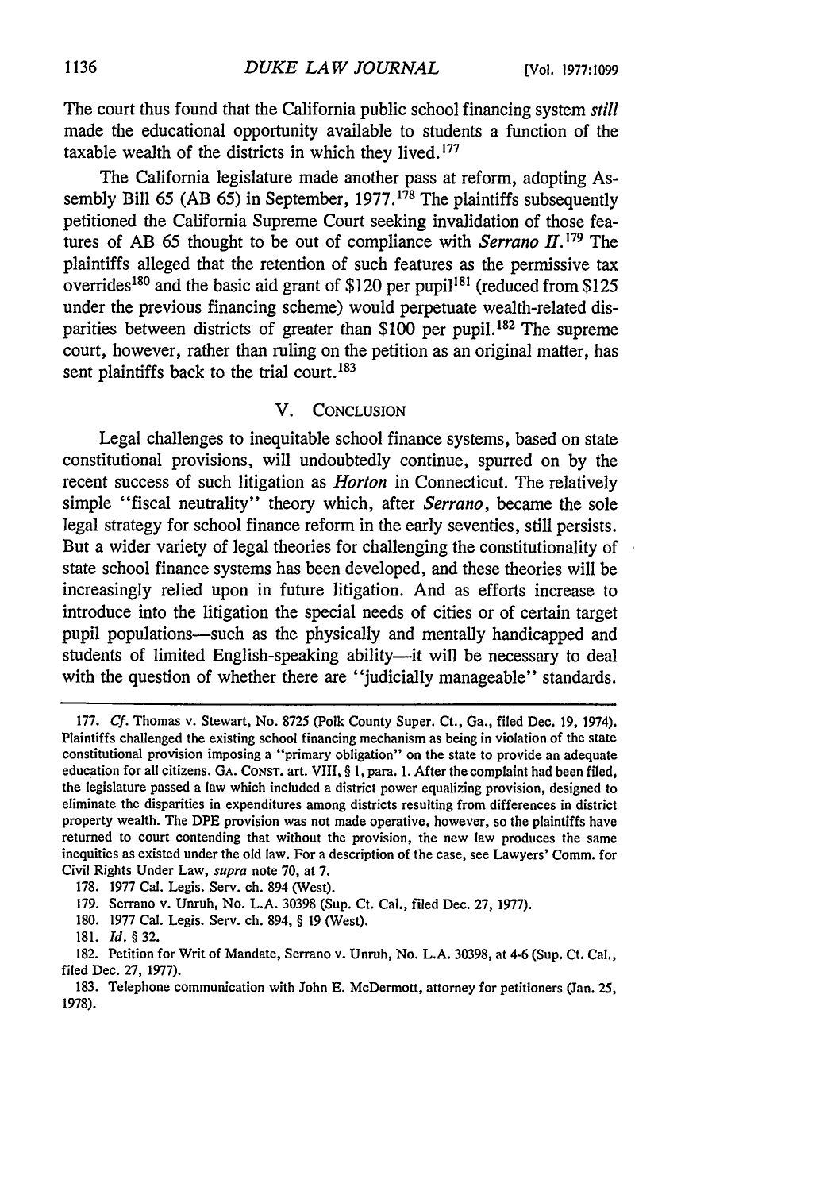The court thus found that the California public school financing system *still* made the educational opportunity available to students a function of the taxable wealth of the districts in which they lived.[177]

The California legislature made another pass at reform, adopting Assembly Bill 65 (AB 65) in September, 1977.[178] The plaintiffs subsequently petitioned the California Supreme Court seeking invalidation of those features of AB 65 thought to be out of compliance with *Serrano II*.[179] The plaintiffs alleged that the retention of such features as the permissive tax overrides[180] and the basic aid grant of $120 per pupil[181] (reduced from $125 under the previous financing scheme) would perpetuate wealth-related disparities between districts of greater than $100 per pupil.[182] The supreme court, however, rather than ruling on the petition as an original matter, has sent plaintiffs back to the trial court.[183]

## V. Conclusion

Legal challenges to inequitable school finance systems, based on state constitutional provisions, will undoubtedly continue, spurred on by the recent success of such litigation as *Horton* in Connecticut. The relatively simple "fiscal neutrality" theory which, after *Serrano*, became the sole legal strategy for school finance reform in the early seventies, still persists. But a wider variety of legal theories for challenging the constitutionality of state school finance systems has been developed, and these theories will be increasingly relied upon in future litigation. And as efforts increase to introduce into the litigation the special needs of cities or of certain target pupil populations—such as the physically and mentally handicapped and students of limited English-speaking ability—it will be necessary to deal with the question of whether there are "judicially manageable" standards.

---

177. *Cf.* Thomas v. Stewart, No. 8725 (Polk County Super. Ct., Ga., filed Dec. 19, 1974). Plaintiffs challenged the existing school financing mechanism as being in violation of the state constitutional provision imposing a "primary obligation" on the state to provide an adequate education for all citizens. GA. CONST. art. VIII, § 1, para. 1. After the complaint had been filed, the legislature passed a law which included a district power equalizing provision, designed to eliminate the disparities in expenditures among districts resulting from differences in district property wealth. The DPE provision was not made operative, however, so the plaintiffs have returned to court contending that without the provision, the new law produces the same inequities as existed under the old law. For a description of the case, see Lawyers' Comm. for Civil Rights Under Law, *supra* note 70, at 7.

178. 1977 Cal. Legis. Serv. ch. 894 (West).

179. Serrano v. Unruh, No. L.A. 30398 (Sup. Ct. Cal., filed Dec. 27, 1977).

180. 1977 Cal. Legis. Serv. ch. 894, § 19 (West).

181. *Id.* § 32.

182. Petition for Writ of Mandate, Serrano v. Unruh, No. L.A. 30398, at 4-6 (Sup. Ct. Cal., filed Dec. 27, 1977).

183. Telephone communication with John E. McDermott, attorney for petitioners (Jan. 25, 1978).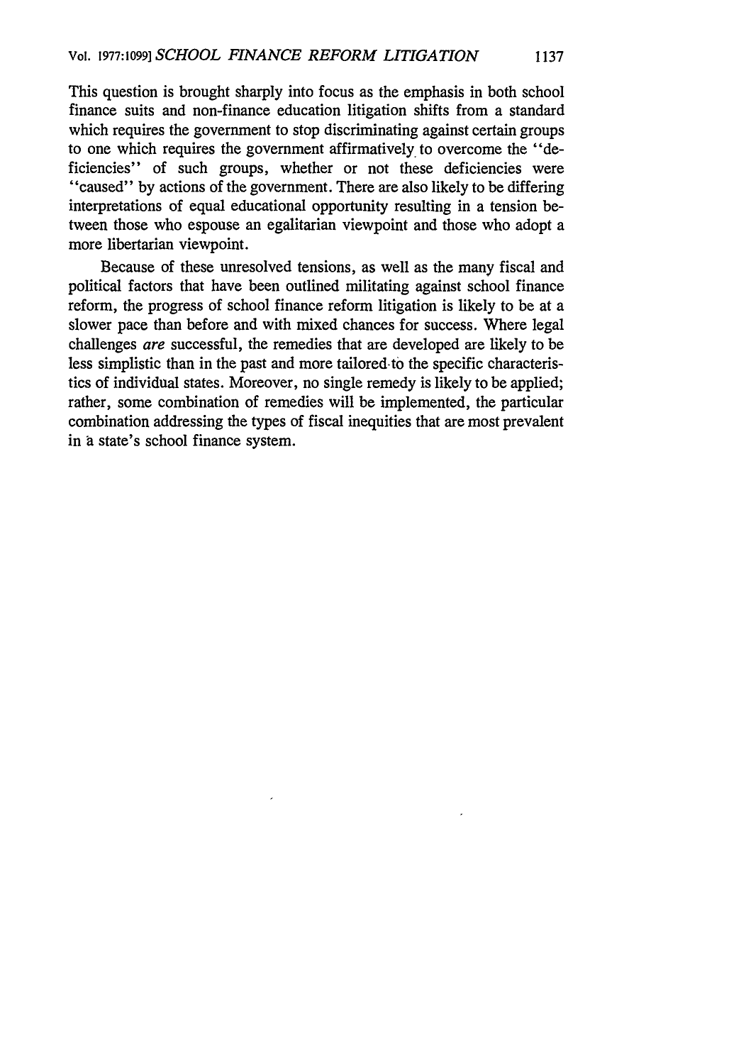This question is brought sharply into focus as the emphasis in both school finance suits and non-finance education litigation shifts from a standard which requires the government to stop discriminating against certain groups to one which requires the government affirmatively to overcome the "deficiencies" of such groups, whether or not these deficiencies were "caused" by actions of the government. There are also likely to be differing interpretations of equal educational opportunity resulting in a tension between those who espouse an egalitarian viewpoint and those who adopt a more libertarian viewpoint.

Because of these unresolved tensions, as well as the many fiscal and political factors that have been outlined militating against school finance reform, the progress of school finance reform litigation is likely to be at a slower pace than before and with mixed chances for success. Where legal challenges *are* successful, the remedies that are developed are likely to be less simplistic than in the past and more tailored to the specific characteristics of individual states. Moreover, no single remedy is likely to be applied; rather, some combination of remedies will be implemented, the particular combination addressing the types of fiscal inequities that are most prevalent in a state's school finance system.